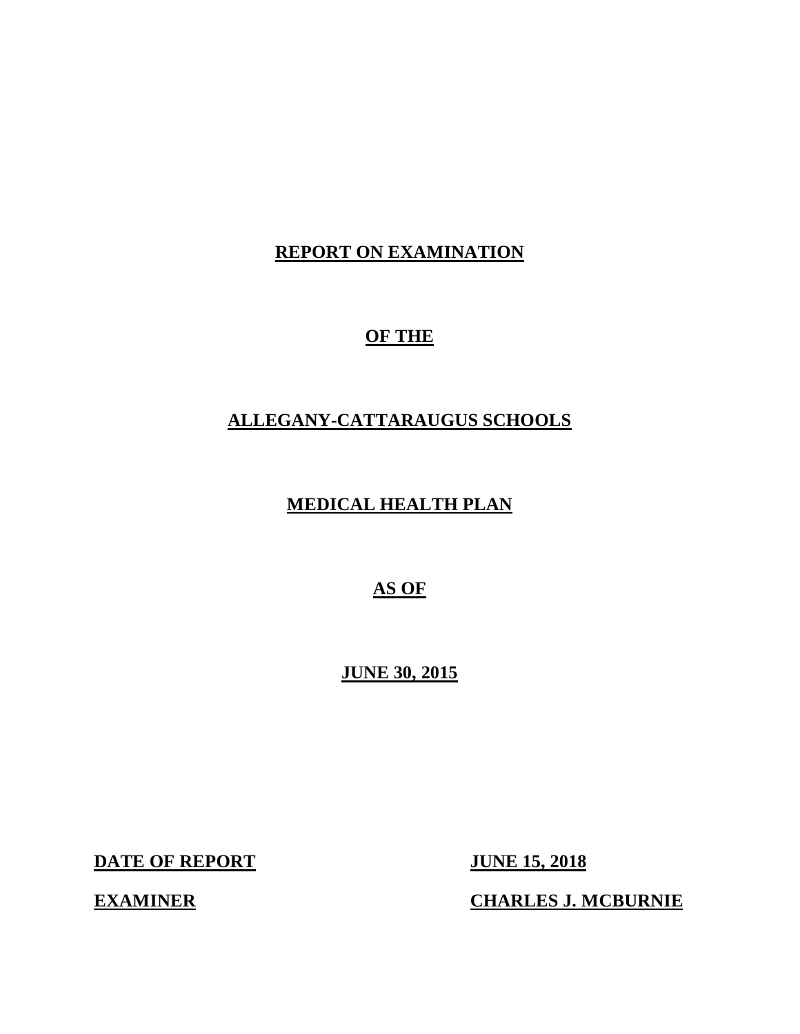# REPORT ON EXAMINATION

# OF THE

# ALLEGANY-CATTARAUGUS SCHOOLS

# MEDICAL HEALTH PLAN

# AS OF

# JUNE 30, 2015

**DATE OF REPORT** **JUNE 15, 2018**

**EXAMINER** **CHARLES J. MCBURNIE**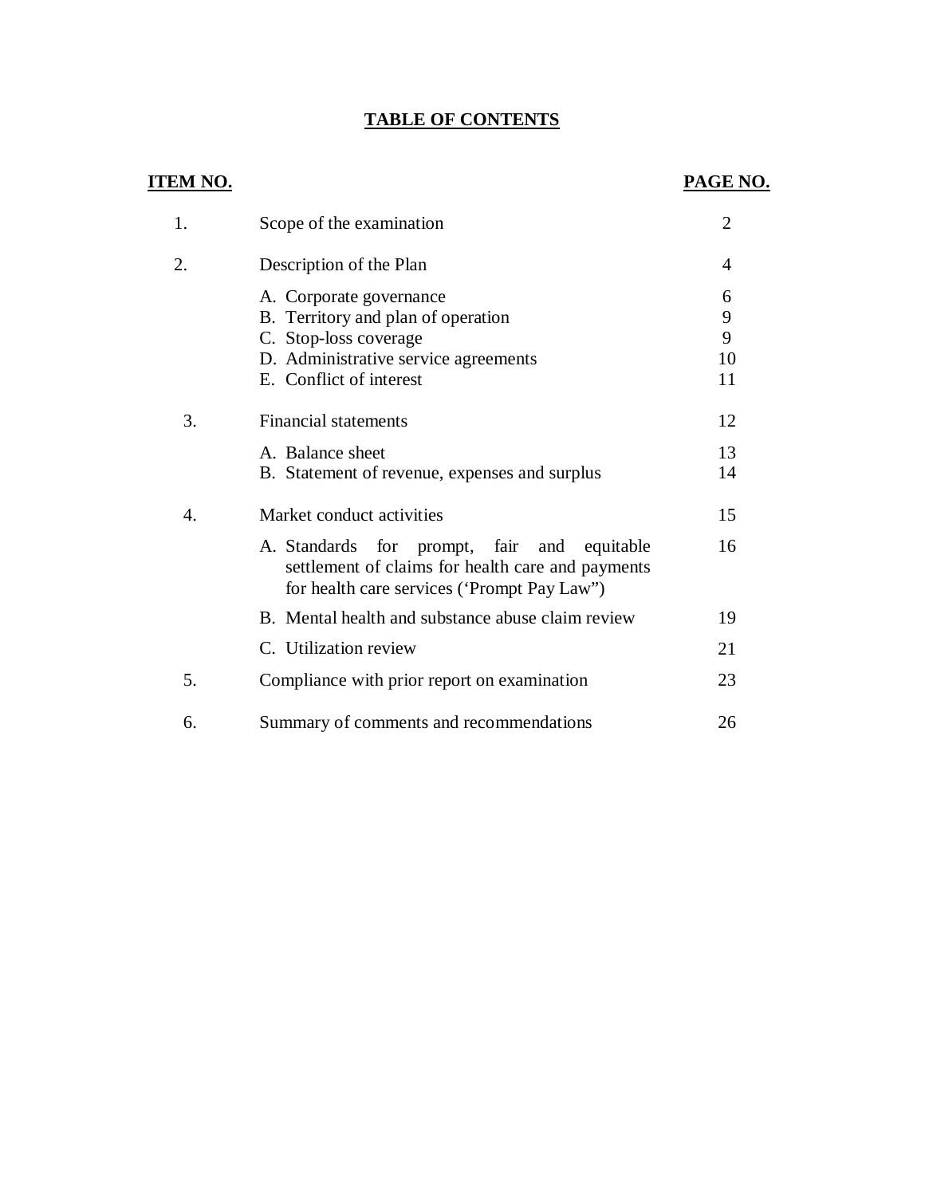# TABLE OF CONTENTS

| ITEM NO. | | PAGE NO. |
|---|---|---|
| 1. | Scope of the examination | 2 |
| 2. | Description of the Plan | 4 |
| | A. Corporate governance | 6 |
| | B. Territory and plan of operation | 9 |
| | C. Stop-loss coverage | 9 |
| | D. Administrative service agreements | 10 |
| | E. Conflict of interest | 11 |
| 3. | Financial statements | 12 |
| | A. Balance sheet | 13 |
| | B. Statement of revenue, expenses and surplus | 14 |
| 4. | Market conduct activities | 15 |
| | A. Standards for prompt, fair and equitable settlement of claims for health care and payments for health care services ('Prompt Pay Law") | 16 |
| | B. Mental health and substance abuse claim review | 19 |
| | C. Utilization review | 21 |
| 5. | Compliance with prior report on examination | 23 |
| 6. | Summary of comments and recommendations | 26 |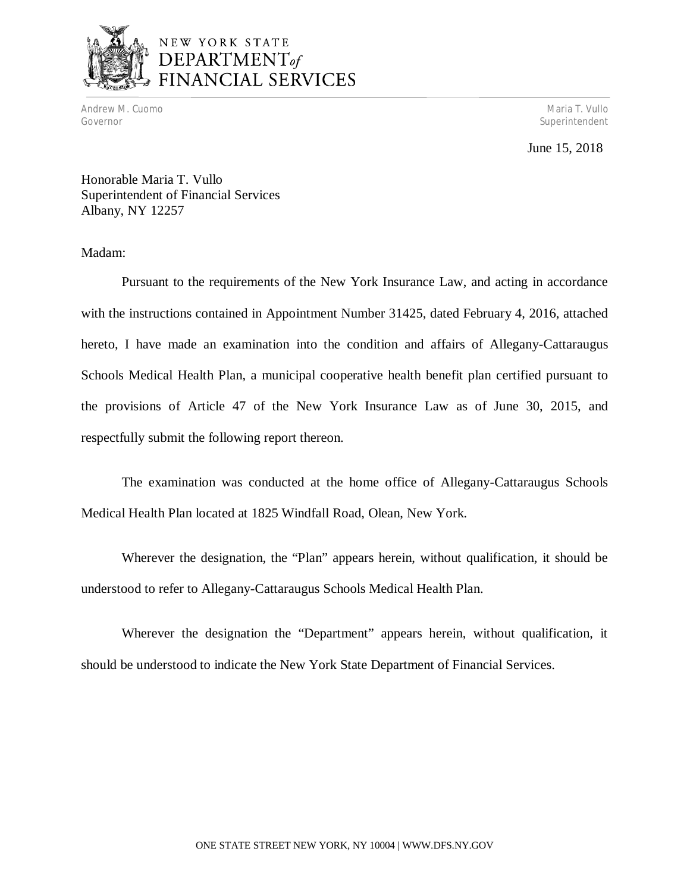NEW YORK STATE
DEPARTMENT *of*
FINANCIAL SERVICES

Andrew M. Cuomo
Governor

Maria T. Vullo
Superintendent

June 15, 2018

Honorable Maria T. Vullo
Superintendent of Financial Services
Albany, NY 12257

Madam:

Pursuant to the requirements of the New York Insurance Law, and acting in accordance with the instructions contained in Appointment Number 31425, dated February 4, 2016, attached hereto, I have made an examination into the condition and affairs of Allegany-Cattaraugus Schools Medical Health Plan, a municipal cooperative health benefit plan certified pursuant to the provisions of Article 47 of the New York Insurance Law as of June 30, 2015, and respectfully submit the following report thereon.

The examination was conducted at the home office of Allegany-Cattaraugus Schools Medical Health Plan located at 1825 Windfall Road, Olean, New York.

Wherever the designation, the "Plan" appears herein, without qualification, it should be understood to refer to Allegany-Cattaraugus Schools Medical Health Plan.

Wherever the designation the "Department" appears herein, without qualification, it should be understood to indicate the New York State Department of Financial Services.

ONE STATE STREET NEW YORK, NY 10004 | WWW.DFS.NY.GOV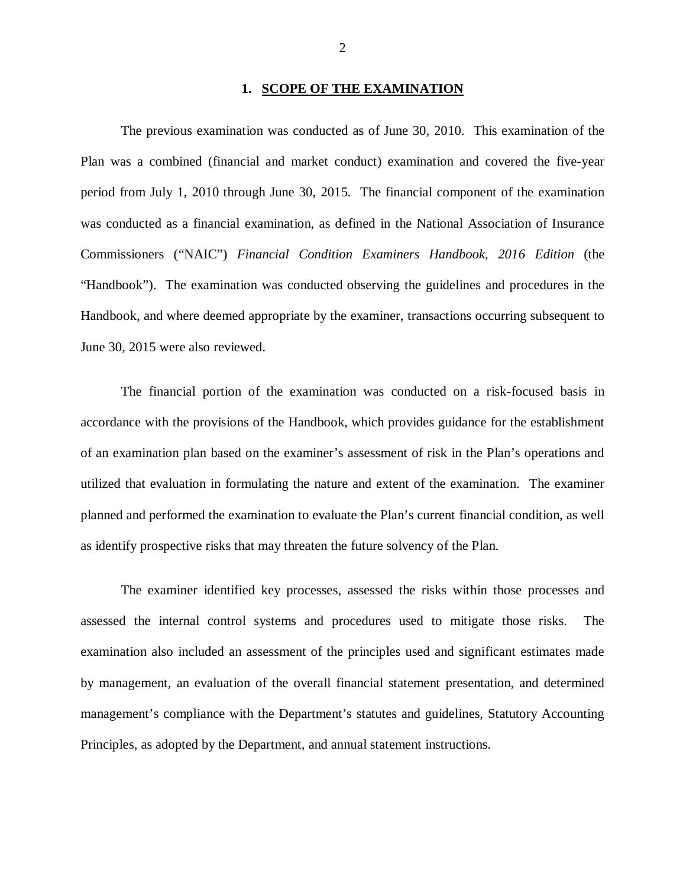## 1. SCOPE OF THE EXAMINATION

The previous examination was conducted as of June 30, 2010. This examination of the Plan was a combined (financial and market conduct) examination and covered the five-year period from July 1, 2010 through June 30, 2015. The financial component of the examination was conducted as a financial examination, as defined in the National Association of Insurance Commissioners ("NAIC") *Financial Condition Examiners Handbook, 2016 Edition* (the "Handbook"). The examination was conducted observing the guidelines and procedures in the Handbook, and where deemed appropriate by the examiner, transactions occurring subsequent to June 30, 2015 were also reviewed.

The financial portion of the examination was conducted on a risk-focused basis in accordance with the provisions of the Handbook, which provides guidance for the establishment of an examination plan based on the examiner's assessment of risk in the Plan's operations and utilized that evaluation in formulating the nature and extent of the examination. The examiner planned and performed the examination to evaluate the Plan's current financial condition, as well as identify prospective risks that may threaten the future solvency of the Plan.

The examiner identified key processes, assessed the risks within those processes and assessed the internal control systems and procedures used to mitigate those risks. The examination also included an assessment of the principles used and significant estimates made by management, an evaluation of the overall financial statement presentation, and determined management's compliance with the Department's statutes and guidelines, Statutory Accounting Principles, as adopted by the Department, and annual statement instructions.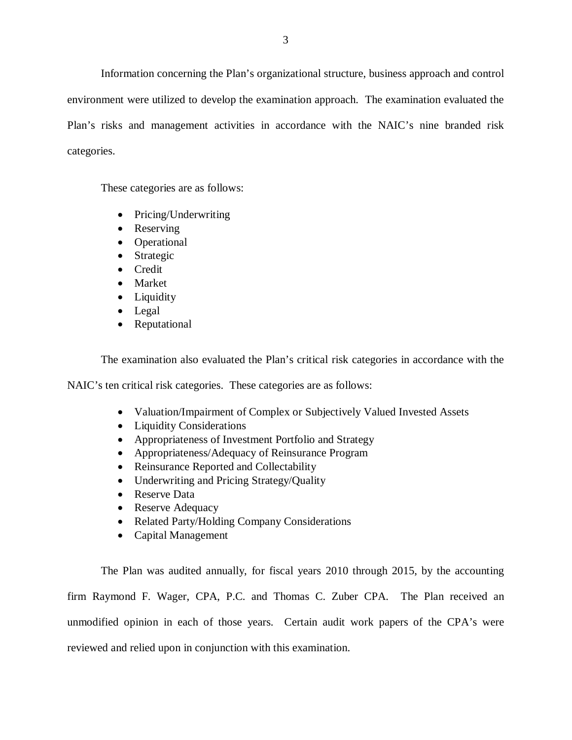Information concerning the Plan's organizational structure, business approach and control environment were utilized to develop the examination approach. The examination evaluated the Plan's risks and management activities in accordance with the NAIC's nine branded risk categories.

These categories are as follows:

- Pricing/Underwriting
- Reserving
- Operational
- Strategic
- Credit
- Market
- Liquidity
- Legal
- Reputational

The examination also evaluated the Plan's critical risk categories in accordance with the NAIC's ten critical risk categories. These categories are as follows:

- Valuation/Impairment of Complex or Subjectively Valued Invested Assets
- Liquidity Considerations
- Appropriateness of Investment Portfolio and Strategy
- Appropriateness/Adequacy of Reinsurance Program
- Reinsurance Reported and Collectability
- Underwriting and Pricing Strategy/Quality
- Reserve Data
- Reserve Adequacy
- Related Party/Holding Company Considerations
- Capital Management

The Plan was audited annually, for fiscal years 2010 through 2015, by the accounting firm Raymond F. Wager, CPA, P.C. and Thomas C. Zuber CPA. The Plan received an unmodified opinion in each of those years. Certain audit work papers of the CPA's were reviewed and relied upon in conjunction with this examination.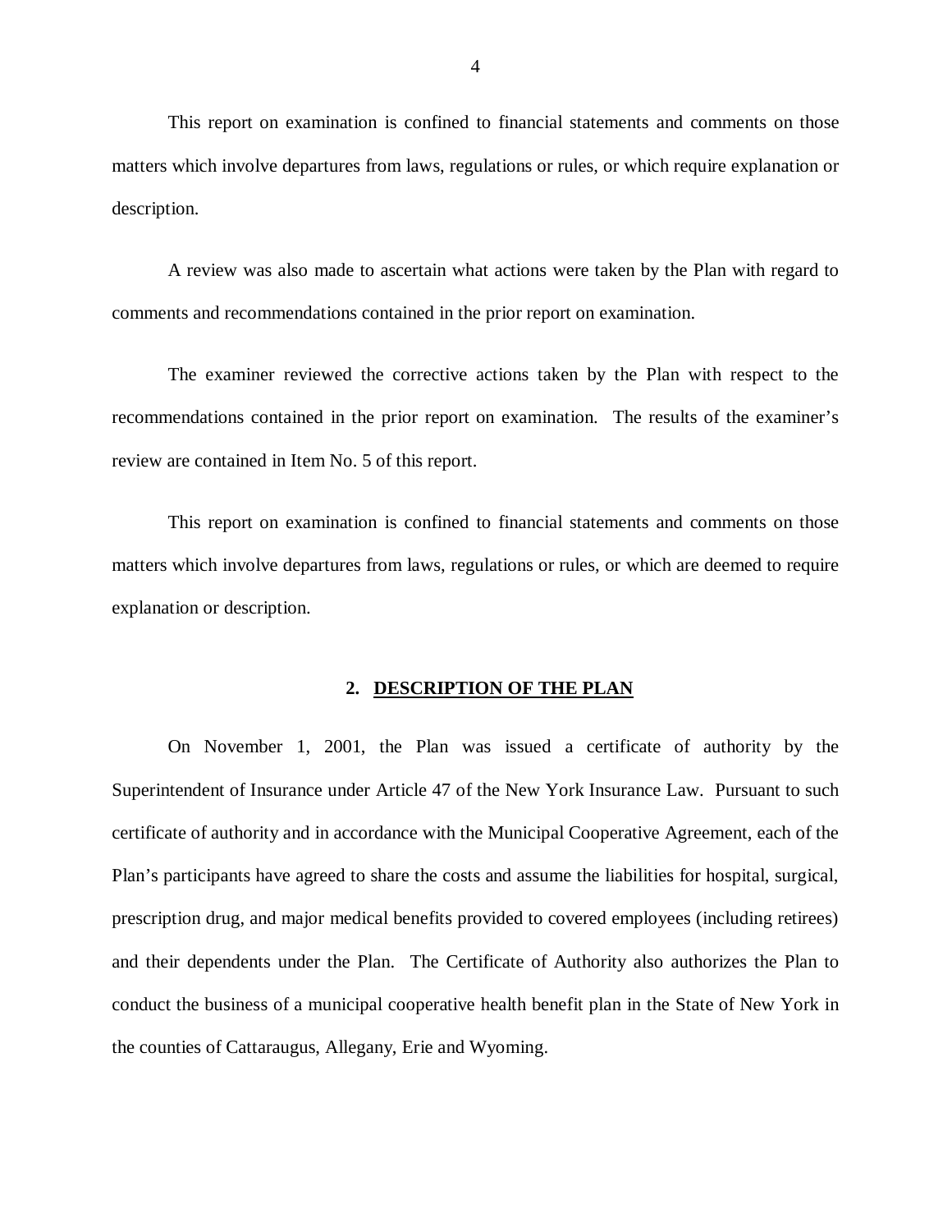This report on examination is confined to financial statements and comments on those matters which involve departures from laws, regulations or rules, or which require explanation or description.

A review was also made to ascertain what actions were taken by the Plan with regard to comments and recommendations contained in the prior report on examination.

The examiner reviewed the corrective actions taken by the Plan with respect to the recommendations contained in the prior report on examination. The results of the examiner's review are contained in Item No. 5 of this report.

This report on examination is confined to financial statements and comments on those matters which involve departures from laws, regulations or rules, or which are deemed to require explanation or description.

## 2. DESCRIPTION OF THE PLAN

On November 1, 2001, the Plan was issued a certificate of authority by the Superintendent of Insurance under Article 47 of the New York Insurance Law. Pursuant to such certificate of authority and in accordance with the Municipal Cooperative Agreement, each of the Plan's participants have agreed to share the costs and assume the liabilities for hospital, surgical, prescription drug, and major medical benefits provided to covered employees (including retirees) and their dependents under the Plan. The Certificate of Authority also authorizes the Plan to conduct the business of a municipal cooperative health benefit plan in the State of New York in the counties of Cattaraugus, Allegany, Erie and Wyoming.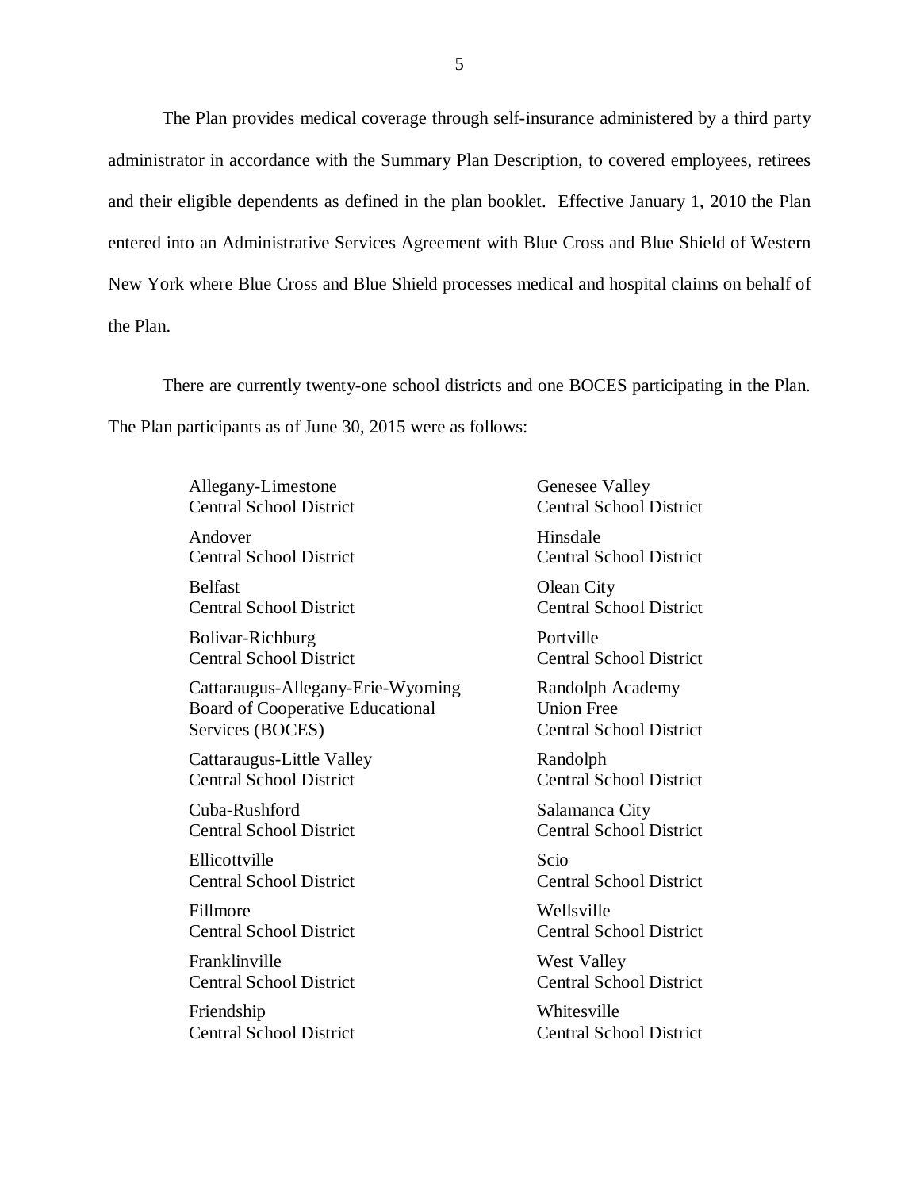The Plan provides medical coverage through self-insurance administered by a third party administrator in accordance with the Summary Plan Description, to covered employees, retirees and their eligible dependents as defined in the plan booklet. Effective January 1, 2010 the Plan entered into an Administrative Services Agreement with Blue Cross and Blue Shield of Western New York where Blue Cross and Blue Shield processes medical and hospital claims on behalf of the Plan.

There are currently twenty-one school districts and one BOCES participating in the Plan. The Plan participants as of June 30, 2015 were as follows:

Allegany-Limestone
Central School District

Andover
Central School District

Belfast
Central School District

Bolivar-Richburg
Central School District

Cattaraugus-Allegany-Erie-Wyoming
Board of Cooperative Educational
Services (BOCES)

Cattaraugus-Little Valley
Central School District

Cuba-Rushford
Central School District

Ellicottville
Central School District

Fillmore
Central School District

Franklinville
Central School District

Friendship
Central School District

Genesee Valley
Central School District

Hinsdale
Central School District

Olean City
Central School District

Portville
Central School District

Randolph Academy
Union Free
Central School District

Randolph
Central School District

Salamanca City
Central School District

Scio
Central School District

Wellsville
Central School District

West Valley
Central School District

Whitesville
Central School District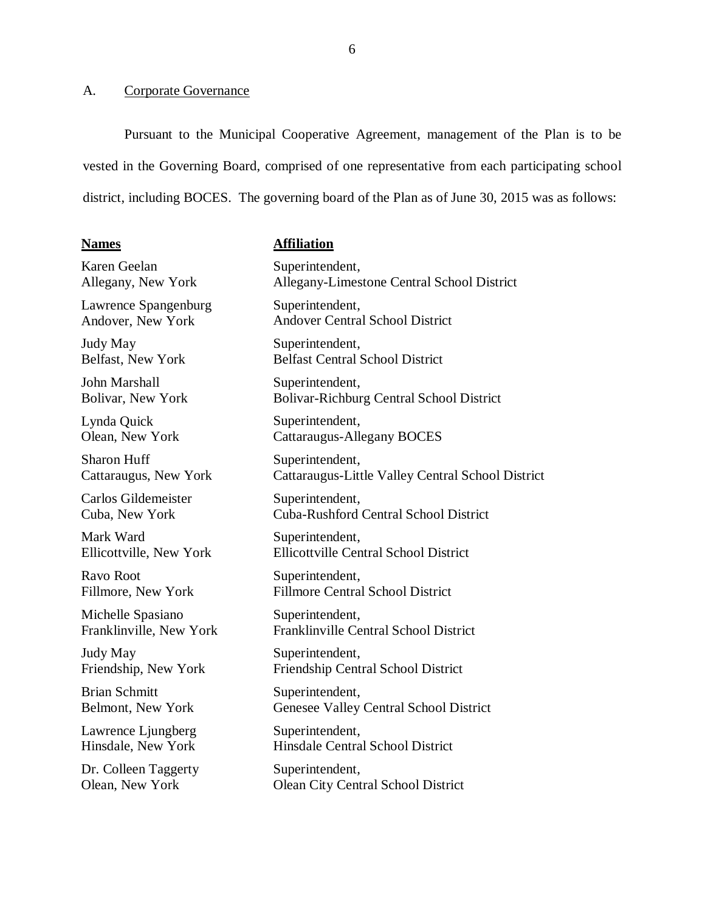## A. Corporate Governance

Pursuant to the Municipal Cooperative Agreement, management of the Plan is to be vested in the Governing Board, comprised of one representative from each participating school district, including BOCES. The governing board of the Plan as of June 30, 2015 was as follows:

| **Names** | **Affiliation** |
|---|---|
| Karen Geelan<br>Allegany, New York | Superintendent,<br>Allegany-Limestone Central School District |
| Lawrence Spangenburg<br>Andover, New York | Superintendent,<br>Andover Central School District |
| Judy May<br>Belfast, New York | Superintendent,<br>Belfast Central School District |
| John Marshall<br>Bolivar, New York | Superintendent,<br>Bolivar-Richburg Central School District |
| Lynda Quick<br>Olean, New York | Superintendent,<br>Cattaraugus-Allegany BOCES |
| Sharon Huff<br>Cattaraugus, New York | Superintendent,<br>Cattaraugus-Little Valley Central School District |
| Carlos Gildemeister<br>Cuba, New York | Superintendent,<br>Cuba-Rushford Central School District |
| Mark Ward<br>Ellicottville, New York | Superintendent,<br>Ellicottville Central School District |
| Ravo Root<br>Fillmore, New York | Superintendent,<br>Fillmore Central School District |
| Michelle Spasiano<br>Franklinville, New York | Superintendent,<br>Franklinville Central School District |
| Judy May<br>Friendship, New York | Superintendent,<br>Friendship Central School District |
| Brian Schmitt<br>Belmont, New York | Superintendent,<br>Genesee Valley Central School District |
| Lawrence Ljungberg<br>Hinsdale, New York | Superintendent,<br>Hinsdale Central School District |
| Dr. Colleen Taggerty<br>Olean, New York | Superintendent,<br>Olean City Central School District |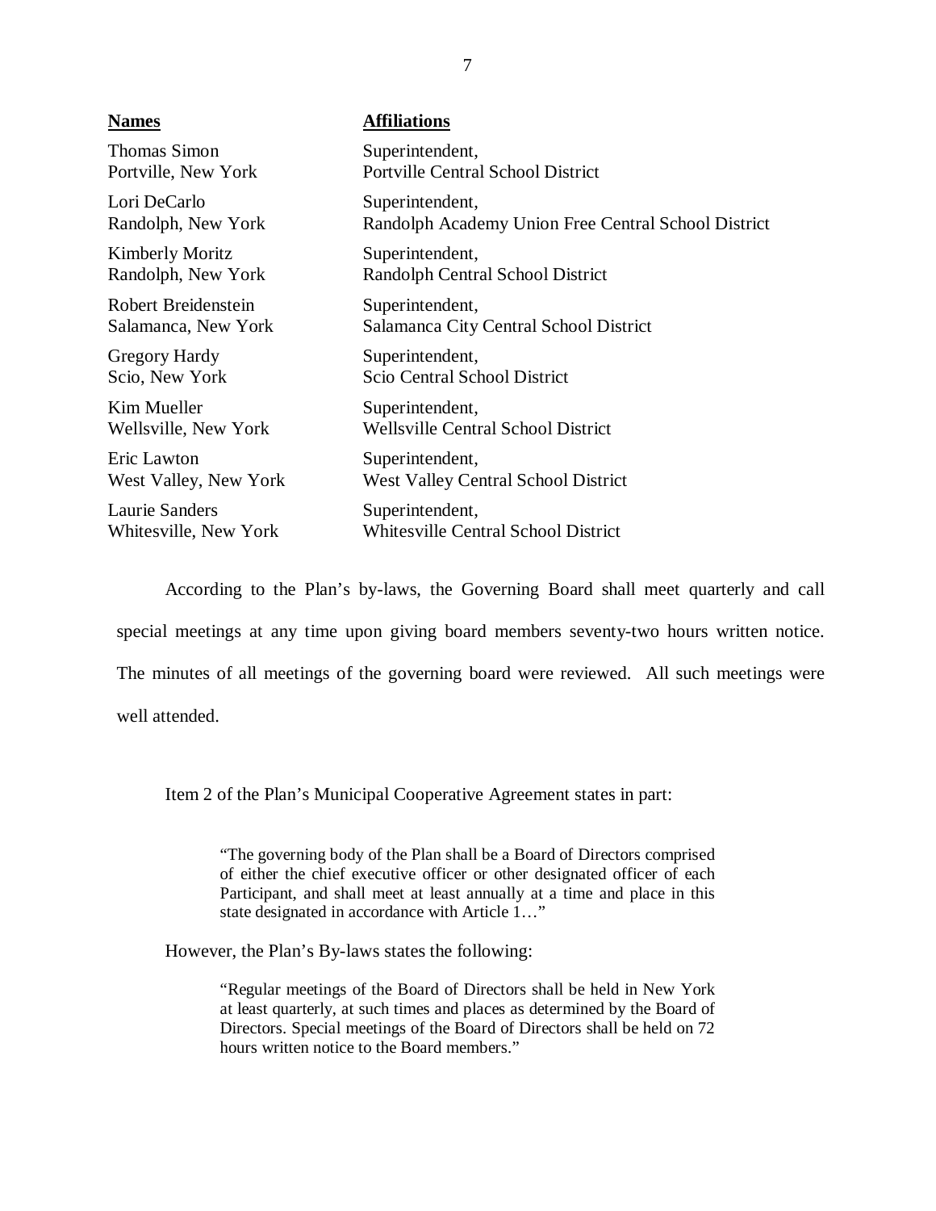| **Names** | **Affiliations** |
|---|---|
| Thomas Simon<br>Portville, New York | Superintendent,<br>Portville Central School District |
| Lori DeCarlo<br>Randolph, New York | Superintendent,<br>Randolph Academy Union Free Central School District |
| Kimberly Moritz<br>Randolph, New York | Superintendent,<br>Randolph Central School District |
| Robert Breidenstein<br>Salamanca, New York | Superintendent,<br>Salamanca City Central School District |
| Gregory Hardy<br>Scio, New York | Superintendent,<br>Scio Central School District |
| Kim Mueller<br>Wellsville, New York | Superintendent,<br>Wellsville Central School District |
| Eric Lawton<br>West Valley, New York | Superintendent,<br>West Valley Central School District |
| Laurie Sanders<br>Whitesville, New York | Superintendent,<br>Whitesville Central School District |

According to the Plan's by-laws, the Governing Board shall meet quarterly and call special meetings at any time upon giving board members seventy-two hours written notice. The minutes of all meetings of the governing board were reviewed. All such meetings were well attended.

Item 2 of the Plan's Municipal Cooperative Agreement states in part:

> "The governing body of the Plan shall be a Board of Directors comprised of either the chief executive officer or other designated officer of each Participant, and shall meet at least annually at a time and place in this state designated in accordance with Article 1…"

However, the Plan's By-laws states the following:

> "Regular meetings of the Board of Directors shall be held in New York at least quarterly, at such times and places as determined by the Board of Directors. Special meetings of the Board of Directors shall be held on 72 hours written notice to the Board members."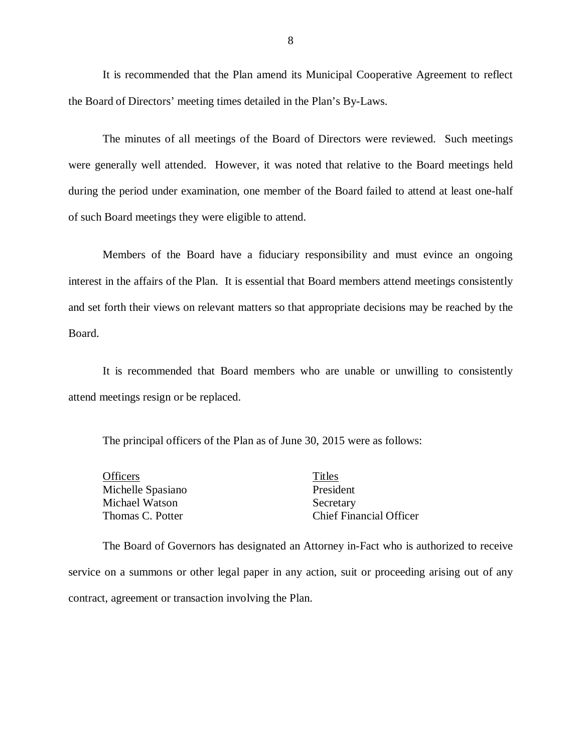It is recommended that the Plan amend its Municipal Cooperative Agreement to reflect the Board of Directors' meeting times detailed in the Plan's By-Laws.

The minutes of all meetings of the Board of Directors were reviewed. Such meetings were generally well attended. However, it was noted that relative to the Board meetings held during the period under examination, one member of the Board failed to attend at least one-half of such Board meetings they were eligible to attend.

Members of the Board have a fiduciary responsibility and must evince an ongoing interest in the affairs of the Plan. It is essential that Board members attend meetings consistently and set forth their views on relevant matters so that appropriate decisions may be reached by the Board.

It is recommended that Board members who are unable or unwilling to consistently attend meetings resign or be replaced.

The principal officers of the Plan as of June 30, 2015 were as follows:

| Officers | Titles |
|---|---|
| Michelle Spasiano | President |
| Michael Watson | Secretary |
| Thomas C. Potter | Chief Financial Officer |

The Board of Governors has designated an Attorney in-Fact who is authorized to receive service on a summons or other legal paper in any action, suit or proceeding arising out of any contract, agreement or transaction involving the Plan.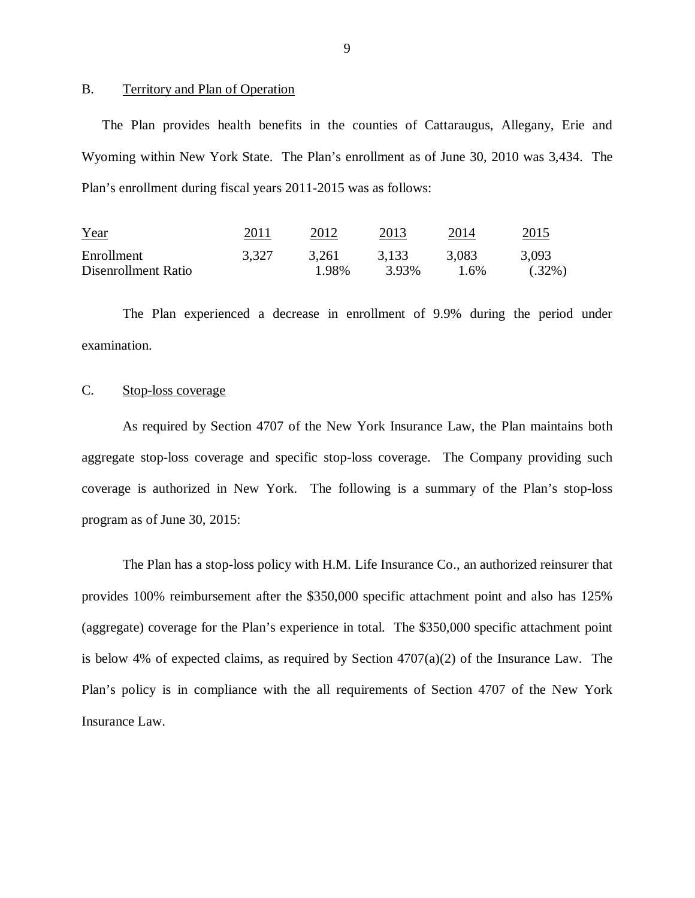## B. Territory and Plan of Operation

The Plan provides health benefits in the counties of Cattaraugus, Allegany, Erie and Wyoming within New York State. The Plan's enrollment as of June 30, 2010 was 3,434. The Plan's enrollment during fiscal years 2011-2015 was as follows:

| Year | 2011 | 2012 | 2013 | 2014 | 2015 |
|---|---|---|---|---|---|
| Enrollment | 3,327 | 3,261 | 3,133 | 3,083 | 3,093 |
| Disenrollment Ratio | | 1.98% | 3.93% | 1.6% | (.32%) |

The Plan experienced a decrease in enrollment of 9.9% during the period under examination.

## C. Stop-loss coverage

As required by Section 4707 of the New York Insurance Law, the Plan maintains both aggregate stop-loss coverage and specific stop-loss coverage. The Company providing such coverage is authorized in New York. The following is a summary of the Plan's stop-loss program as of June 30, 2015:

The Plan has a stop-loss policy with H.M. Life Insurance Co., an authorized reinsurer that provides 100% reimbursement after the $350,000 specific attachment point and also has 125% (aggregate) coverage for the Plan's experience in total. The $350,000 specific attachment point is below 4% of expected claims, as required by Section 4707(a)(2) of the Insurance Law. The Plan's policy is in compliance with the all requirements of Section 4707 of the New York Insurance Law.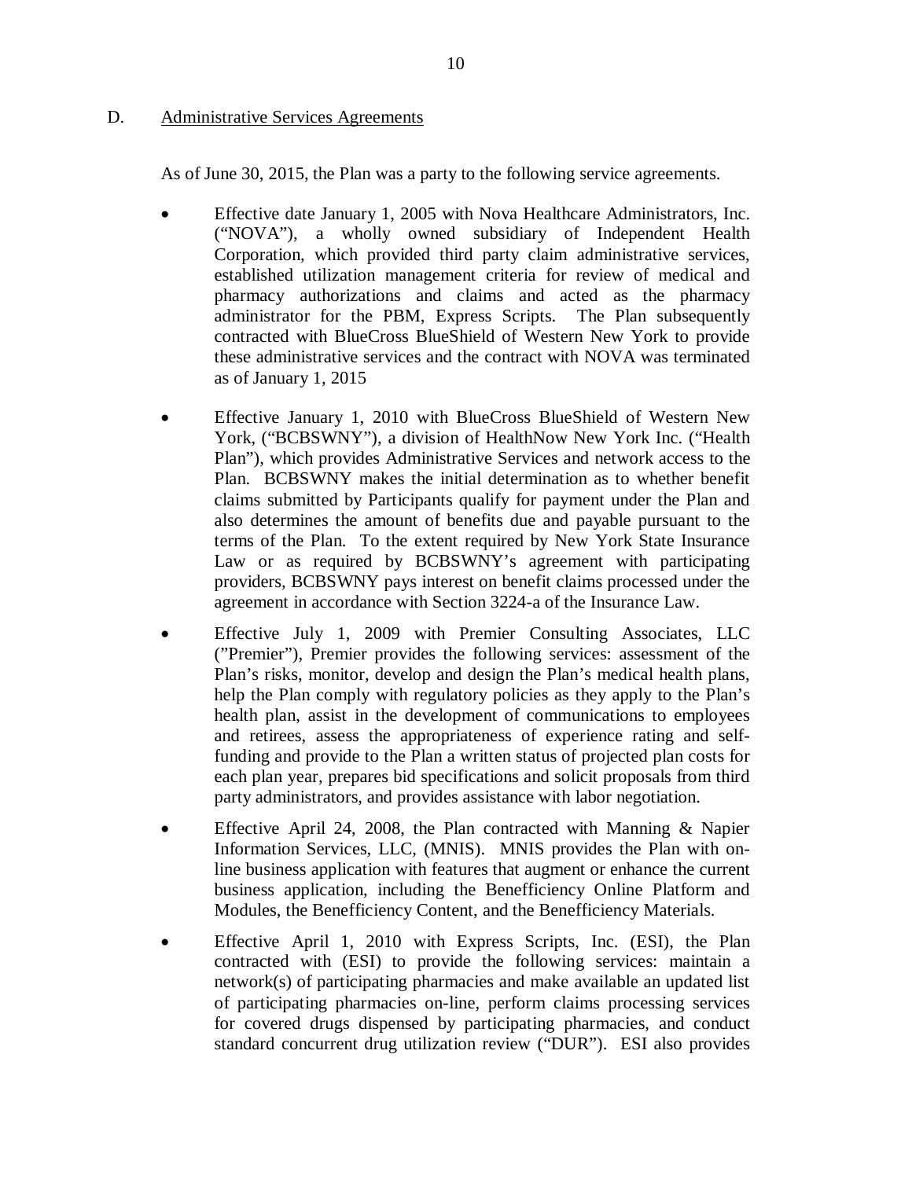D. Administrative Services Agreements

As of June 30, 2015, the Plan was a party to the following service agreements.

- Effective date January 1, 2005 with Nova Healthcare Administrators, Inc. ("NOVA"), a wholly owned subsidiary of Independent Health Corporation, which provided third party claim administrative services, established utilization management criteria for review of medical and pharmacy authorizations and claims and acted as the pharmacy administrator for the PBM, Express Scripts. The Plan subsequently contracted with BlueCross BlueShield of Western New York to provide these administrative services and the contract with NOVA was terminated as of January 1, 2015

- Effective January 1, 2010 with BlueCross BlueShield of Western New York, ("BCBSWNY"), a division of HealthNow New York Inc. ("Health Plan"), which provides Administrative Services and network access to the Plan. BCBSWNY makes the initial determination as to whether benefit claims submitted by Participants qualify for payment under the Plan and also determines the amount of benefits due and payable pursuant to the terms of the Plan. To the extent required by New York State Insurance Law or as required by BCBSWNY's agreement with participating providers, BCBSWNY pays interest on benefit claims processed under the agreement in accordance with Section 3224-a of the Insurance Law.

- Effective July 1, 2009 with Premier Consulting Associates, LLC ("Premier"), Premier provides the following services: assessment of the Plan's risks, monitor, develop and design the Plan's medical health plans, help the Plan comply with regulatory policies as they apply to the Plan's health plan, assist in the development of communications to employees and retirees, assess the appropriateness of experience rating and self-funding and provide to the Plan a written status of projected plan costs for each plan year, prepares bid specifications and solicit proposals from third party administrators, and provides assistance with labor negotiation.

- Effective April 24, 2008, the Plan contracted with Manning & Napier Information Services, LLC, (MNIS). MNIS provides the Plan with on-line business application with features that augment or enhance the current business application, including the Benefficiency Online Platform and Modules, the Benefficiency Content, and the Benefficiency Materials.

- Effective April 1, 2010 with Express Scripts, Inc. (ESI), the Plan contracted with (ESI) to provide the following services: maintain a network(s) of participating pharmacies and make available an updated list of participating pharmacies on-line, perform claims processing services for covered drugs dispensed by participating pharmacies, and conduct standard concurrent drug utilization review ("DUR"). ESI also provides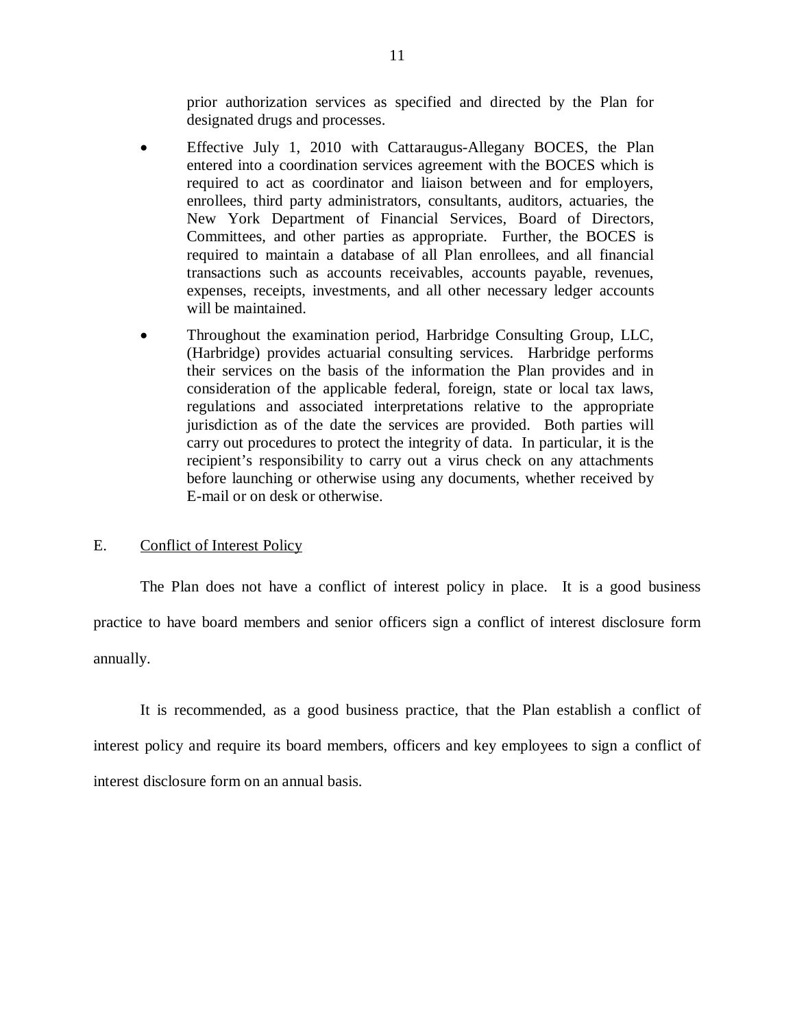prior authorization services as specified and directed by the Plan for designated drugs and processes.

- Effective July 1, 2010 with Cattaraugus-Allegany BOCES, the Plan entered into a coordination services agreement with the BOCES which is required to act as coordinator and liaison between and for employers, enrollees, third party administrators, consultants, auditors, actuaries, the New York Department of Financial Services, Board of Directors, Committees, and other parties as appropriate. Further, the BOCES is required to maintain a database of all Plan enrollees, and all financial transactions such as accounts receivables, accounts payable, revenues, expenses, receipts, investments, and all other necessary ledger accounts will be maintained.
- Throughout the examination period, Harbridge Consulting Group, LLC, (Harbridge) provides actuarial consulting services. Harbridge performs their services on the basis of the information the Plan provides and in consideration of the applicable federal, foreign, state or local tax laws, regulations and associated interpretations relative to the appropriate jurisdiction as of the date the services are provided. Both parties will carry out procedures to protect the integrity of data. In particular, it is the recipient's responsibility to carry out a virus check on any attachments before launching or otherwise using any documents, whether received by E-mail or on desk or otherwise.

## E. Conflict of Interest Policy

The Plan does not have a conflict of interest policy in place. It is a good business practice to have board members and senior officers sign a conflict of interest disclosure form annually.

It is recommended, as a good business practice, that the Plan establish a conflict of interest policy and require its board members, officers and key employees to sign a conflict of interest disclosure form on an annual basis.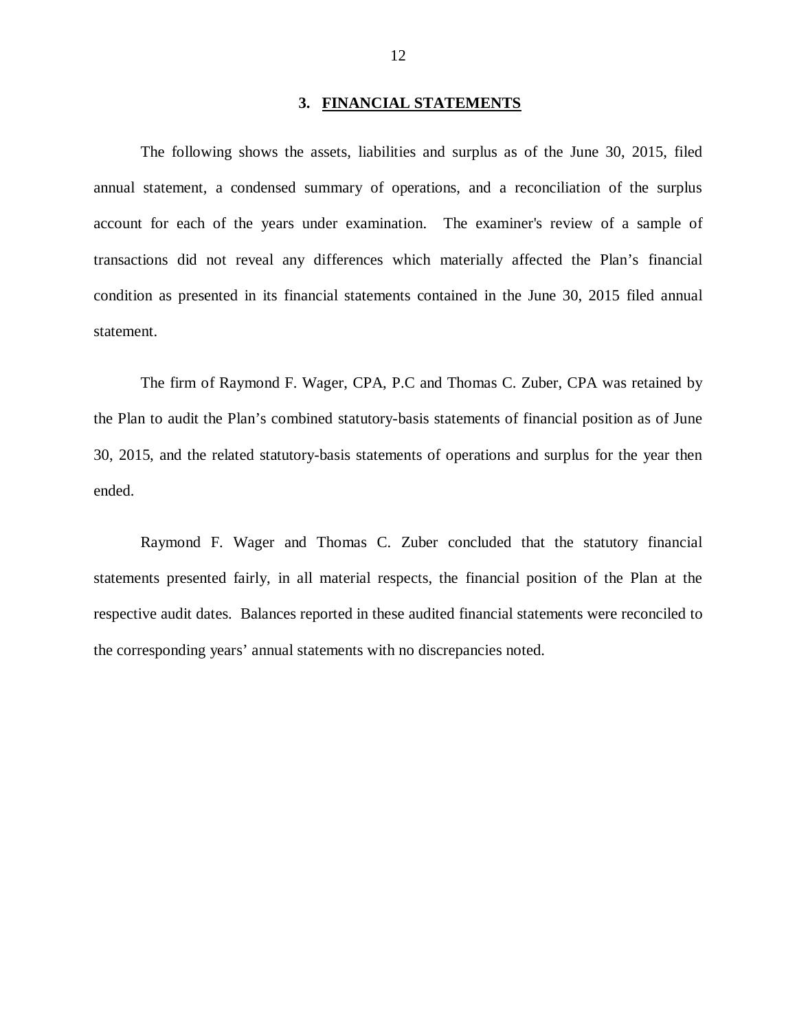## 3. FINANCIAL STATEMENTS

The following shows the assets, liabilities and surplus as of the June 30, 2015, filed annual statement, a condensed summary of operations, and a reconciliation of the surplus account for each of the years under examination. The examiner's review of a sample of transactions did not reveal any differences which materially affected the Plan's financial condition as presented in its financial statements contained in the June 30, 2015 filed annual statement.

The firm of Raymond F. Wager, CPA, P.C and Thomas C. Zuber, CPA was retained by the Plan to audit the Plan's combined statutory-basis statements of financial position as of June 30, 2015, and the related statutory-basis statements of operations and surplus for the year then ended.

Raymond F. Wager and Thomas C. Zuber concluded that the statutory financial statements presented fairly, in all material respects, the financial position of the Plan at the respective audit dates. Balances reported in these audited financial statements were reconciled to the corresponding years' annual statements with no discrepancies noted.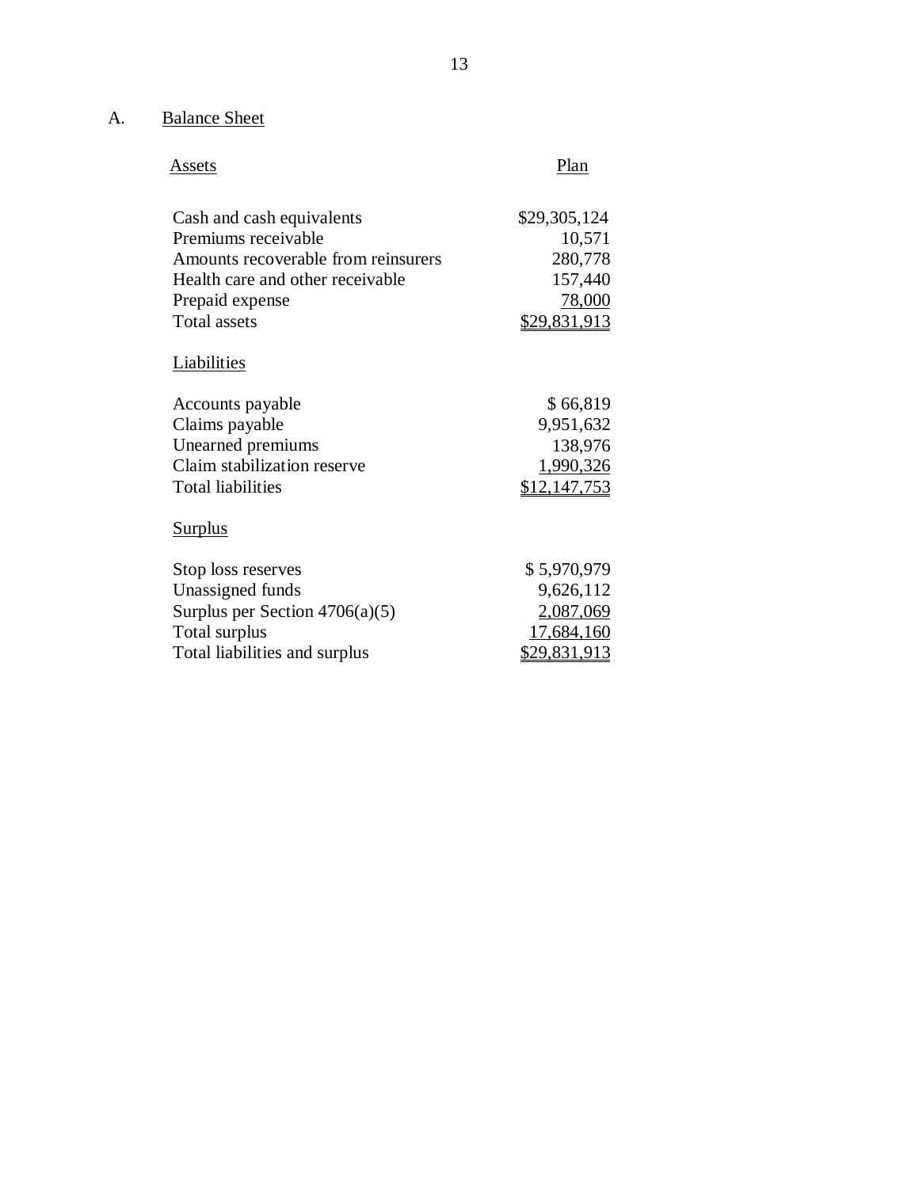## A. Balance Sheet

| Assets | Plan |
|---|---|
| Cash and cash equivalents | $29,305,124 |
| Premiums receivable | 10,571 |
| Amounts recoverable from reinsurers | 280,778 |
| Health care and other receivable | 157,440 |
| Prepaid expense | 78,000 |
| Total assets | $29,831,913 |
| **Liabilities** | |
| Accounts payable | $ 66,819 |
| Claims payable | 9,951,632 |
| Unearned premiums | 138,976 |
| Claim stabilization reserve | 1,990,326 |
| Total liabilities | $12,147,753 |
| **Surplus** | |
| Stop loss reserves | $ 5,970,979 |
| Unassigned funds | 9,626,112 |
| Surplus per Section 4706(a)(5) | 2,087,069 |
| Total surplus | 17,684,160 |
| Total liabilities and surplus | $29,831,913 |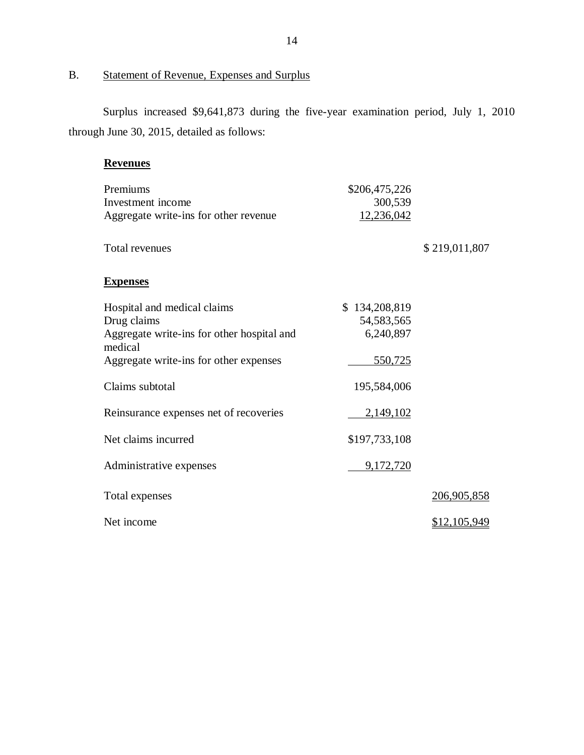## B. Statement of Revenue, Expenses and Surplus

Surplus increased $9,641,873 during the five-year examination period, July 1, 2010 through June 30, 2015, detailed as follows:

| | | |
|---|---|---|
| **Revenues** | | |
| Premiums | $206,475,226 | |
| Investment income | 300,539 | |
| Aggregate write-ins for other revenue | 12,236,042 | |
| Total revenues | | $ 219,011,807 |
| **Expenses** | | |
| Hospital and medical claims | $ 134,208,819 | |
| Drug claims | 54,583,565 | |
| Aggregate write-ins for other hospital and medical | 6,240,897 | |
| Aggregate write-ins for other expenses | 550,725 | |
| Claims subtotal | 195,584,006 | |
| Reinsurance expenses net of recoveries | 2,149,102 | |
| Net claims incurred | $197,733,108 | |
| Administrative expenses | 9,172,720 | |
| Total expenses | | 206,905,858 |
| Net income | | $12,105,949 |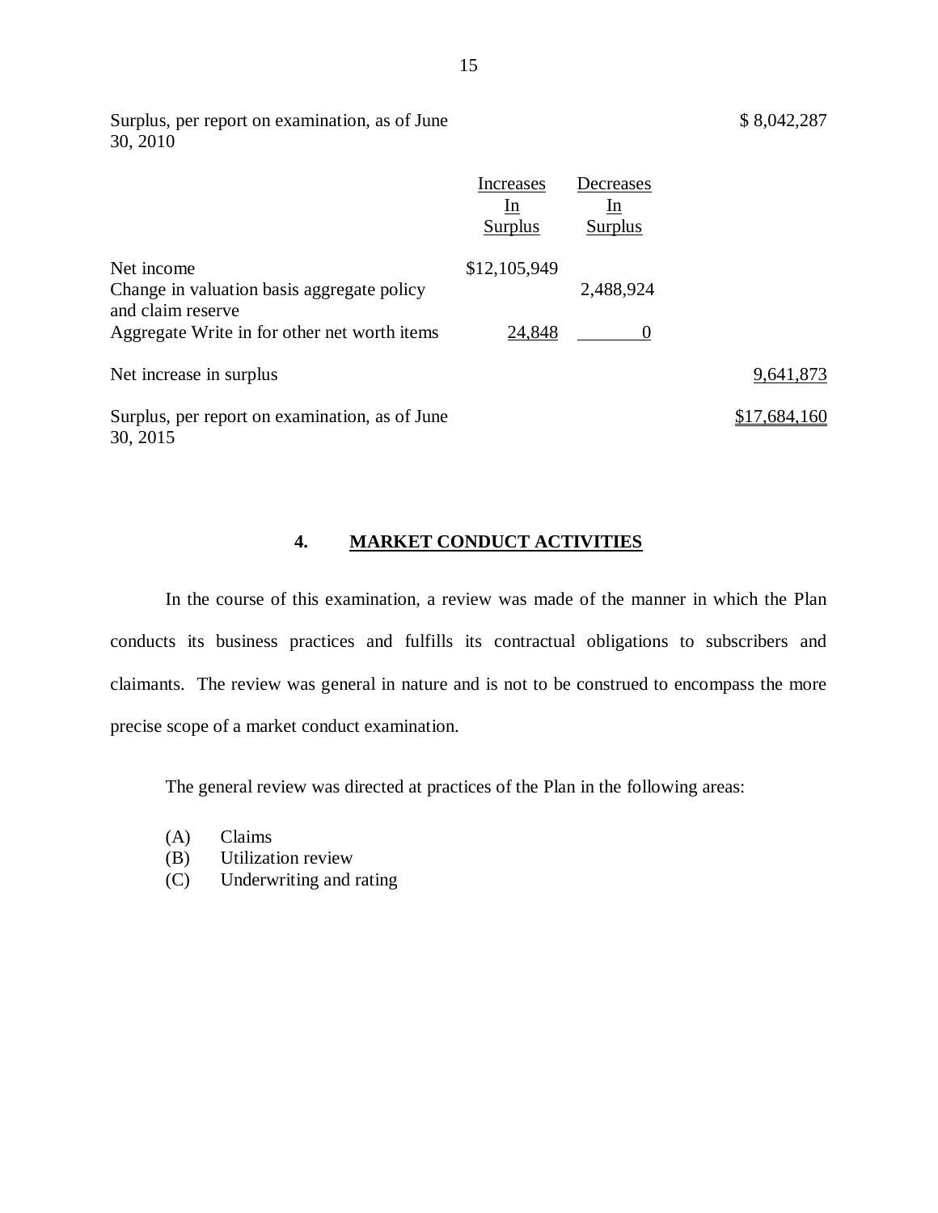| | Increases In Surplus | Decreases In Surplus | |
|---|---|---|---|
| Surplus, per report on examination, as of June 30, 2010 | | | $ 8,042,287 |
| Net income | $12,105,949 | | |
| Change in valuation basis aggregate policy and claim reserve | | 2,488,924 | |
| Aggregate Write in for other net worth items | 24,848 | 0 | |
| Net increase in surplus | | | 9,641,873 |
| Surplus, per report on examination, as of June 30, 2015 | | | $17,684,160 |

## 4. MARKET CONDUCT ACTIVITIES

In the course of this examination, a review was made of the manner in which the Plan conducts its business practices and fulfills its contractual obligations to subscribers and claimants. The review was general in nature and is not to be construed to encompass the more precise scope of a market conduct examination.

The general review was directed at practices of the Plan in the following areas:

(A) Claims
(B) Utilization review
(C) Underwriting and rating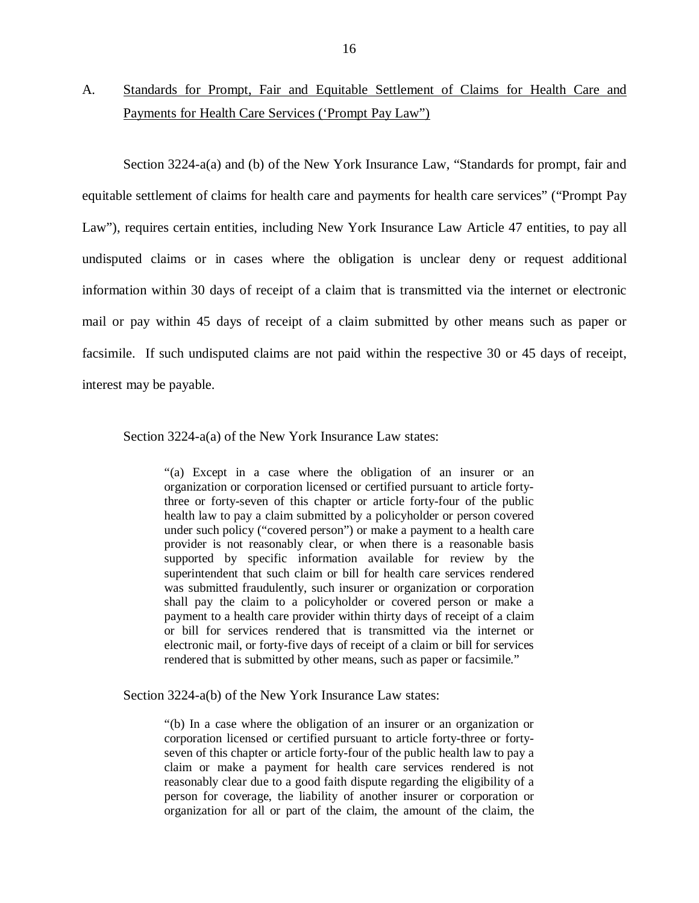## A. Standards for Prompt, Fair and Equitable Settlement of Claims for Health Care and Payments for Health Care Services ('Prompt Pay Law")

Section 3224-a(a) and (b) of the New York Insurance Law, "Standards for prompt, fair and equitable settlement of claims for health care and payments for health care services" ("Prompt Pay Law"), requires certain entities, including New York Insurance Law Article 47 entities, to pay all undisputed claims or in cases where the obligation is unclear deny or request additional information within 30 days of receipt of a claim that is transmitted via the internet or electronic mail or pay within 45 days of receipt of a claim submitted by other means such as paper or facsimile. If such undisputed claims are not paid within the respective 30 or 45 days of receipt, interest may be payable.

Section 3224-a(a) of the New York Insurance Law states:

> "(a) Except in a case where the obligation of an insurer or an organization or corporation licensed or certified pursuant to article forty-three or forty-seven of this chapter or article forty-four of the public health law to pay a claim submitted by a policyholder or person covered under such policy ("covered person") or make a payment to a health care provider is not reasonably clear, or when there is a reasonable basis supported by specific information available for review by the superintendent that such claim or bill for health care services rendered was submitted fraudulently, such insurer or organization or corporation shall pay the claim to a policyholder or covered person or make a payment to a health care provider within thirty days of receipt of a claim or bill for services rendered that is transmitted via the internet or electronic mail, or forty-five days of receipt of a claim or bill for services rendered that is submitted by other means, such as paper or facsimile."

Section 3224-a(b) of the New York Insurance Law states:

> "(b) In a case where the obligation of an insurer or an organization or corporation licensed or certified pursuant to article forty-three or forty-seven of this chapter or article forty-four of the public health law to pay a claim or make a payment for health care services rendered is not reasonably clear due to a good faith dispute regarding the eligibility of a person for coverage, the liability of another insurer or corporation or organization for all or part of the claim, the amount of the claim, the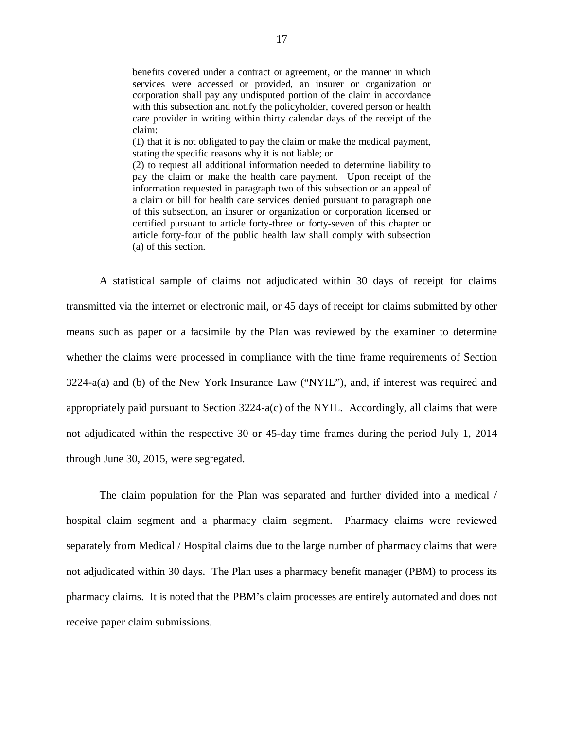> benefits covered under a contract or agreement, or the manner in which services were accessed or provided, an insurer or organization or corporation shall pay any undisputed portion of the claim in accordance with this subsection and notify the policyholder, covered person or health care provider in writing within thirty calendar days of the receipt of the claim:
>
> (1) that it is not obligated to pay the claim or make the medical payment, stating the specific reasons why it is not liable; or
>
> (2) to request all additional information needed to determine liability to pay the claim or make the health care payment. Upon receipt of the information requested in paragraph two of this subsection or an appeal of a claim or bill for health care services denied pursuant to paragraph one of this subsection, an insurer or organization or corporation licensed or certified pursuant to article forty-three or forty-seven of this chapter or article forty-four of the public health law shall comply with subsection (a) of this section.

A statistical sample of claims not adjudicated within 30 days of receipt for claims transmitted via the internet or electronic mail, or 45 days of receipt for claims submitted by other means such as paper or a facsimile by the Plan was reviewed by the examiner to determine whether the claims were processed in compliance with the time frame requirements of Section 3224-a(a) and (b) of the New York Insurance Law ("NYIL"), and, if interest was required and appropriately paid pursuant to Section 3224-a(c) of the NYIL. Accordingly, all claims that were not adjudicated within the respective 30 or 45-day time frames during the period July 1, 2014 through June 30, 2015, were segregated.

The claim population for the Plan was separated and further divided into a medical / hospital claim segment and a pharmacy claim segment. Pharmacy claims were reviewed separately from Medical / Hospital claims due to the large number of pharmacy claims that were not adjudicated within 30 days. The Plan uses a pharmacy benefit manager (PBM) to process its pharmacy claims. It is noted that the PBM's claim processes are entirely automated and does not receive paper claim submissions.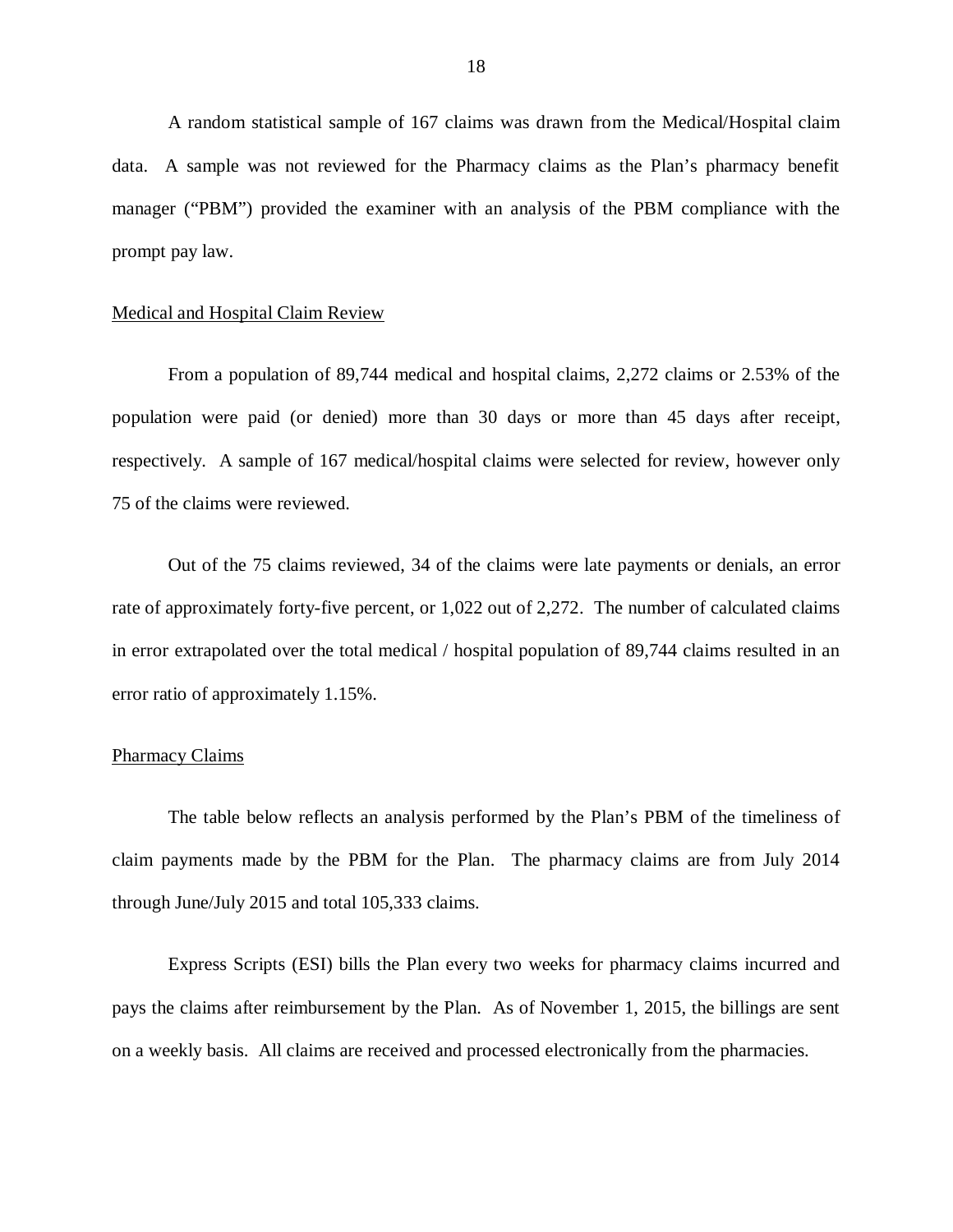A random statistical sample of 167 claims was drawn from the Medical/Hospital claim data. A sample was not reviewed for the Pharmacy claims as the Plan's pharmacy benefit manager ("PBM") provided the examiner with an analysis of the PBM compliance with the prompt pay law.

Medical and Hospital Claim Review

From a population of 89,744 medical and hospital claims, 2,272 claims or 2.53% of the population were paid (or denied) more than 30 days or more than 45 days after receipt, respectively. A sample of 167 medical/hospital claims were selected for review, however only 75 of the claims were reviewed.

Out of the 75 claims reviewed, 34 of the claims were late payments or denials, an error rate of approximately forty-five percent, or 1,022 out of 2,272. The number of calculated claims in error extrapolated over the total medical / hospital population of 89,744 claims resulted in an error ratio of approximately 1.15%.

Pharmacy Claims

The table below reflects an analysis performed by the Plan's PBM of the timeliness of claim payments made by the PBM for the Plan. The pharmacy claims are from July 2014 through June/July 2015 and total 105,333 claims.

Express Scripts (ESI) bills the Plan every two weeks for pharmacy claims incurred and pays the claims after reimbursement by the Plan. As of November 1, 2015, the billings are sent on a weekly basis. All claims are received and processed electronically from the pharmacies.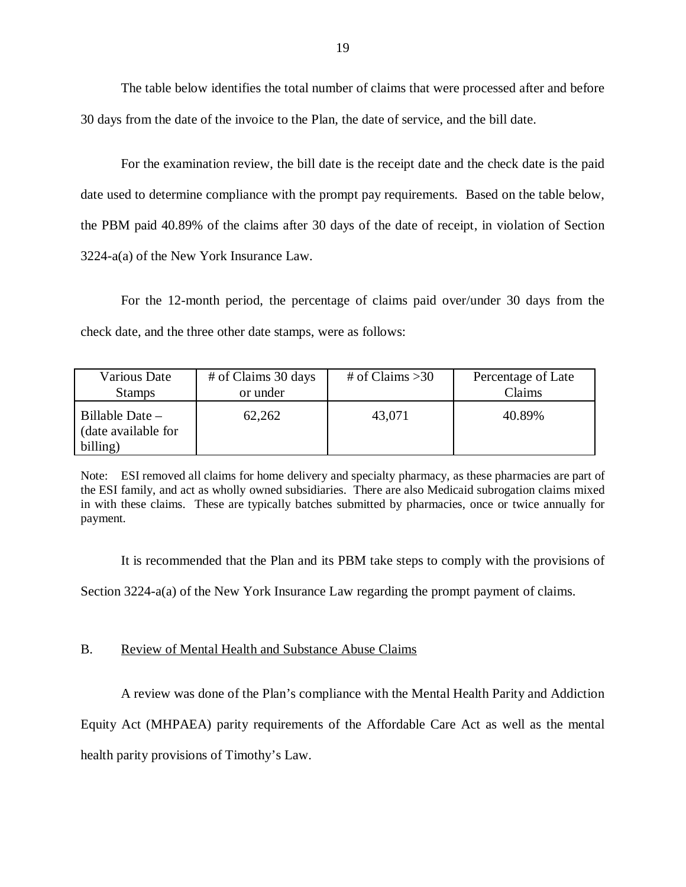The table below identifies the total number of claims that were processed after and before 30 days from the date of the invoice to the Plan, the date of service, and the bill date.

For the examination review, the bill date is the receipt date and the check date is the paid date used to determine compliance with the prompt pay requirements. Based on the table below, the PBM paid 40.89% of the claims after 30 days of the date of receipt, in violation of Section 3224-a(a) of the New York Insurance Law.

For the 12-month period, the percentage of claims paid over/under 30 days from the check date, and the three other date stamps, were as follows:

| Various Date Stamps | # of Claims 30 days or under | # of Claims >30 | Percentage of Late Claims |
|---|---|---|---|
| Billable Date – (date available for billing) | 62,262 | 43,071 | 40.89% |

Note: ESI removed all claims for home delivery and specialty pharmacy, as these pharmacies are part of the ESI family, and act as wholly owned subsidiaries. There are also Medicaid subrogation claims mixed in with these claims. These are typically batches submitted by pharmacies, once or twice annually for payment.

It is recommended that the Plan and its PBM take steps to comply with the provisions of Section 3224-a(a) of the New York Insurance Law regarding the prompt payment of claims.

## B. Review of Mental Health and Substance Abuse Claims

A review was done of the Plan's compliance with the Mental Health Parity and Addiction Equity Act (MHPAEA) parity requirements of the Affordable Care Act as well as the mental health parity provisions of Timothy's Law.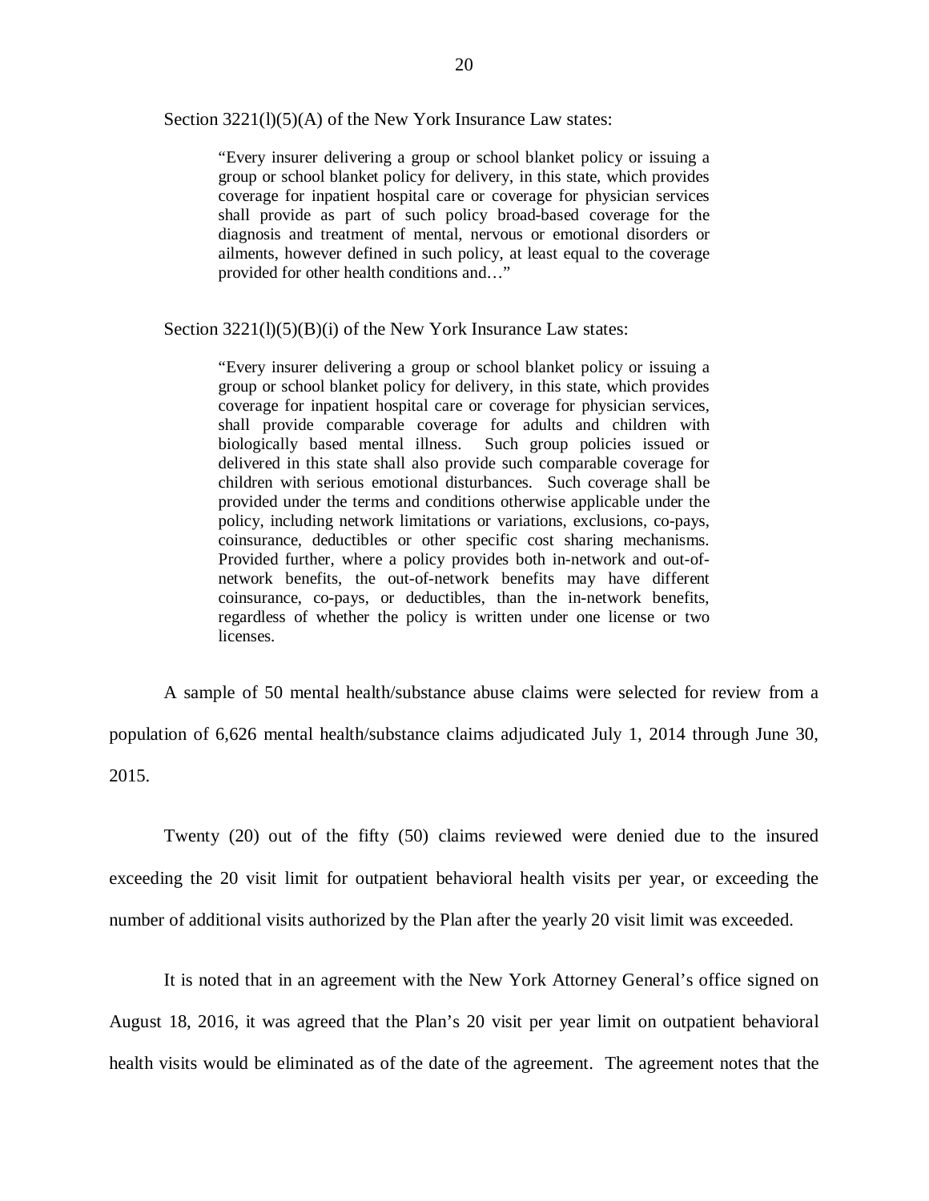Section 3221(l)(5)(A) of the New York Insurance Law states:

> "Every insurer delivering a group or school blanket policy or issuing a group or school blanket policy for delivery, in this state, which provides coverage for inpatient hospital care or coverage for physician services shall provide as part of such policy broad-based coverage for the diagnosis and treatment of mental, nervous or emotional disorders or ailments, however defined in such policy, at least equal to the coverage provided for other health conditions and…"

Section 3221(l)(5)(B)(i) of the New York Insurance Law states:

> "Every insurer delivering a group or school blanket policy or issuing a group or school blanket policy for delivery, in this state, which provides coverage for inpatient hospital care or coverage for physician services, shall provide comparable coverage for adults and children with biologically based mental illness. Such group policies issued or delivered in this state shall also provide such comparable coverage for children with serious emotional disturbances. Such coverage shall be provided under the terms and conditions otherwise applicable under the policy, including network limitations or variations, exclusions, co-pays, coinsurance, deductibles or other specific cost sharing mechanisms. Provided further, where a policy provides both in-network and out-of-network benefits, the out-of-network benefits may have different coinsurance, co-pays, or deductibles, than the in-network benefits, regardless of whether the policy is written under one license or two licenses.

A sample of 50 mental health/substance abuse claims were selected for review from a population of 6,626 mental health/substance claims adjudicated July 1, 2014 through June 30, 2015.

Twenty (20) out of the fifty (50) claims reviewed were denied due to the insured exceeding the 20 visit limit for outpatient behavioral health visits per year, or exceeding the number of additional visits authorized by the Plan after the yearly 20 visit limit was exceeded.

It is noted that in an agreement with the New York Attorney General's office signed on August 18, 2016, it was agreed that the Plan's 20 visit per year limit on outpatient behavioral health visits would be eliminated as of the date of the agreement. The agreement notes that the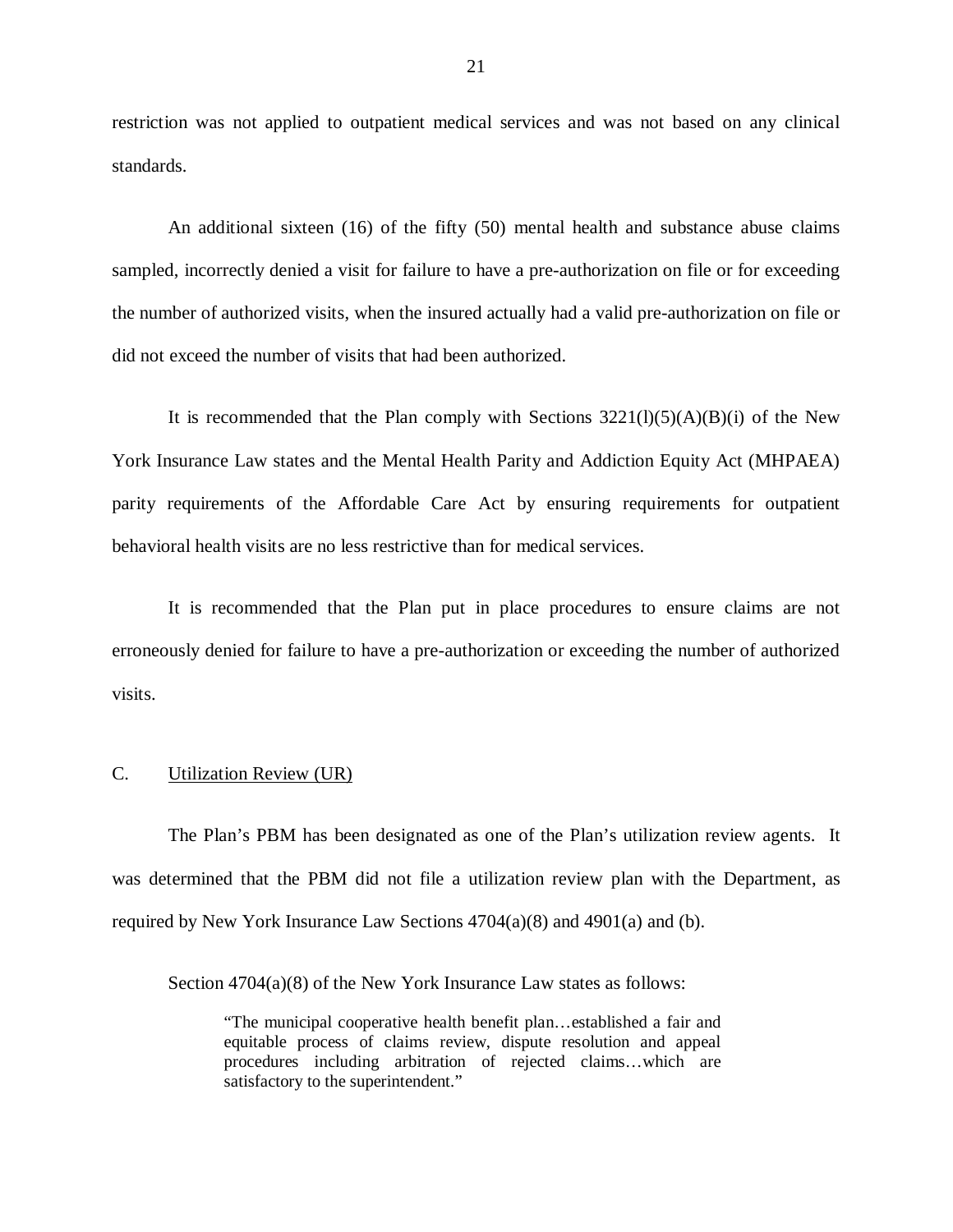restriction was not applied to outpatient medical services and was not based on any clinical standards.

An additional sixteen (16) of the fifty (50) mental health and substance abuse claims sampled, incorrectly denied a visit for failure to have a pre-authorization on file or for exceeding the number of authorized visits, when the insured actually had a valid pre-authorization on file or did not exceed the number of visits that had been authorized.

It is recommended that the Plan comply with Sections 3221(l)(5)(A)(B)(i) of the New York Insurance Law states and the Mental Health Parity and Addiction Equity Act (MHPAEA) parity requirements of the Affordable Care Act by ensuring requirements for outpatient behavioral health visits are no less restrictive than for medical services.

It is recommended that the Plan put in place procedures to ensure claims are not erroneously denied for failure to have a pre-authorization or exceeding the number of authorized visits.

## C. Utilization Review (UR)

The Plan's PBM has been designated as one of the Plan's utilization review agents. It was determined that the PBM did not file a utilization review plan with the Department, as required by New York Insurance Law Sections 4704(a)(8) and 4901(a) and (b).

Section 4704(a)(8) of the New York Insurance Law states as follows:

> "The municipal cooperative health benefit plan…established a fair and equitable process of claims review, dispute resolution and appeal procedures including arbitration of rejected claims…which are satisfactory to the superintendent."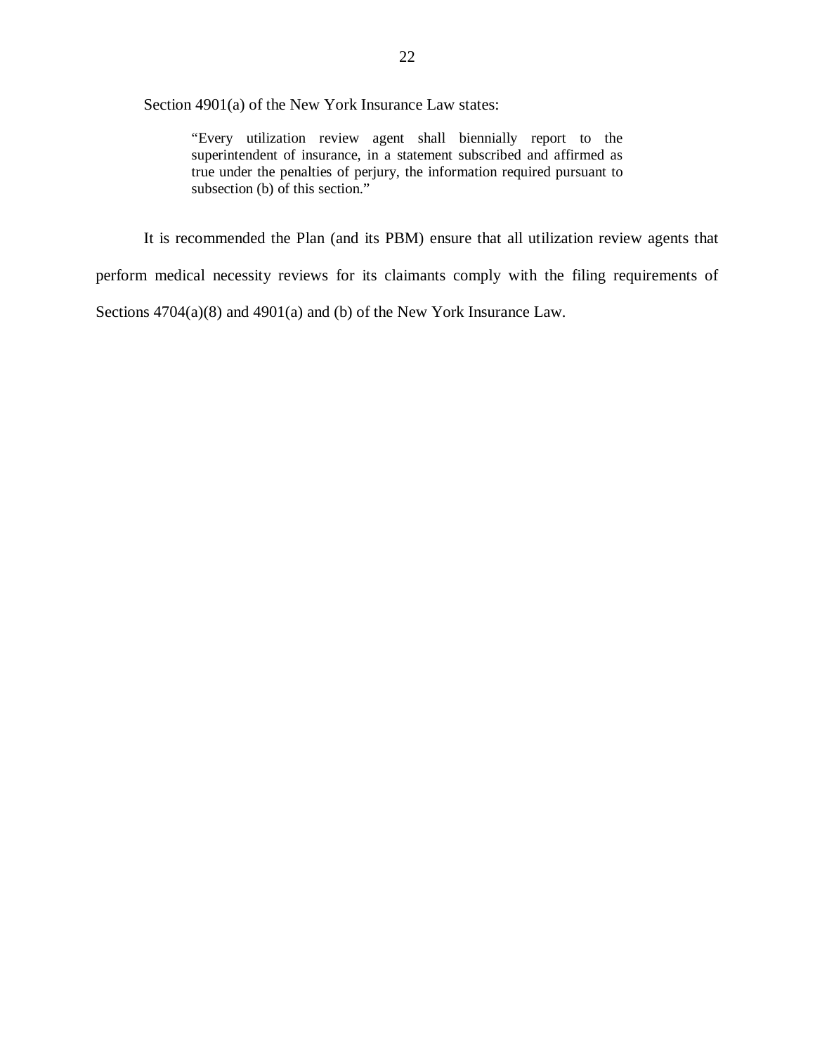Section 4901(a) of the New York Insurance Law states:

> "Every utilization review agent shall biennially report to the superintendent of insurance, in a statement subscribed and affirmed as true under the penalties of perjury, the information required pursuant to subsection (b) of this section."

It is recommended the Plan (and its PBM) ensure that all utilization review agents that perform medical necessity reviews for its claimants comply with the filing requirements of Sections 4704(a)(8) and 4901(a) and (b) of the New York Insurance Law.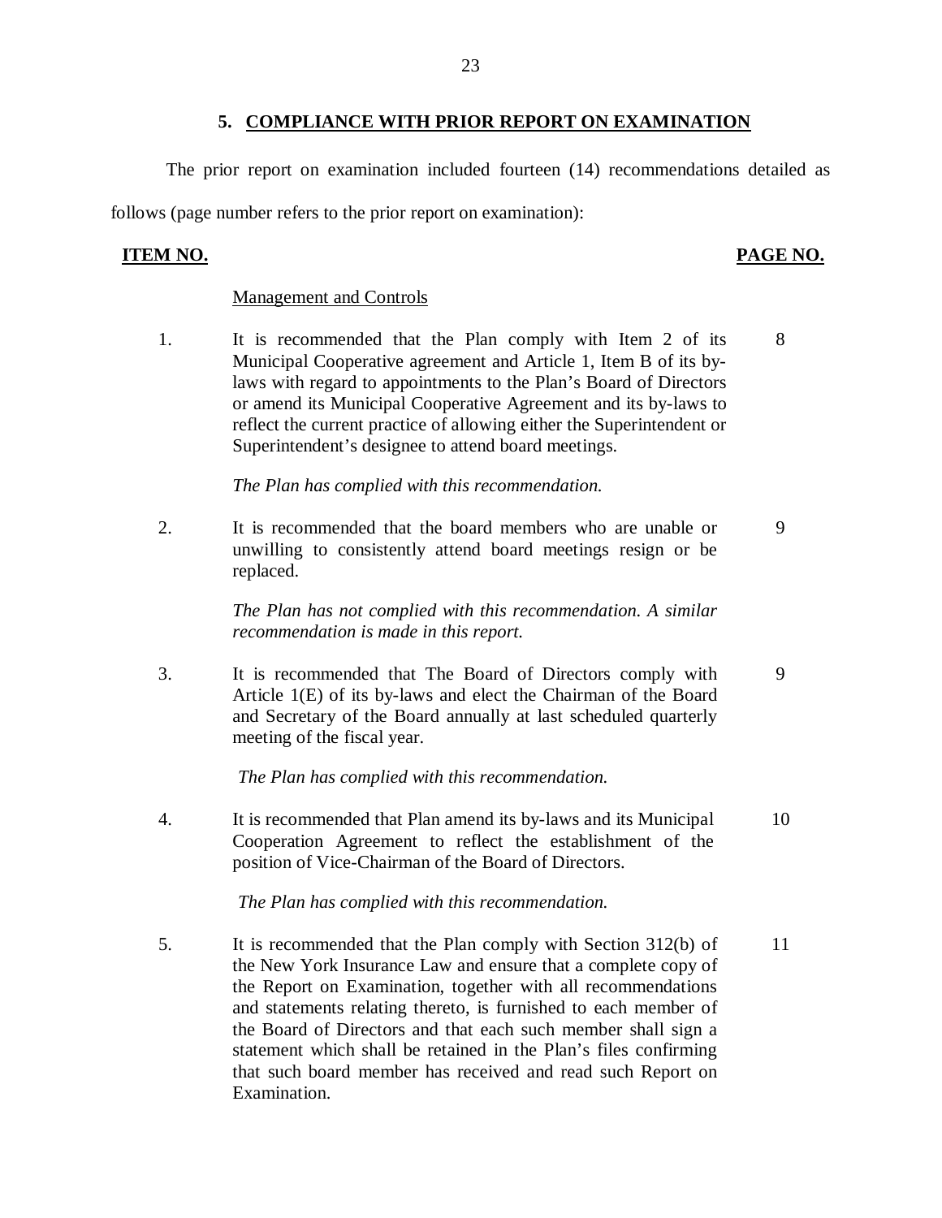## 5. COMPLIANCE WITH PRIOR REPORT ON EXAMINATION

The prior report on examination included fourteen (14) recommendations detailed as follows (page number refers to the prior report on examination):

| ITEM NO. | | PAGE NO. |
|---|---|---|
| | Management and Controls | |
| 1. | It is recommended that the Plan comply with Item 2 of its Municipal Cooperative agreement and Article 1, Item B of its by-laws with regard to appointments to the Plan's Board of Directors or amend its Municipal Cooperative Agreement and its by-laws to reflect the current practice of allowing either the Superintendent or Superintendent's designee to attend board meetings.<br><br>*The Plan has complied with this recommendation.* | 8 |
| 2. | It is recommended that the board members who are unable or unwilling to consistently attend board meetings resign or be replaced.<br><br>*The Plan has not complied with this recommendation. A similar recommendation is made in this report.* | 9 |
| 3. | It is recommended that The Board of Directors comply with Article 1(E) of its by-laws and elect the Chairman of the Board and Secretary of the Board annually at last scheduled quarterly meeting of the fiscal year.<br><br>*The Plan has complied with this recommendation.* | 9 |
| 4. | It is recommended that Plan amend its by-laws and its Municipal Cooperation Agreement to reflect the establishment of the position of Vice-Chairman of the Board of Directors.<br><br>*The Plan has complied with this recommendation.* | 10 |
| 5. | It is recommended that the Plan comply with Section 312(b) of the New York Insurance Law and ensure that a complete copy of the Report on Examination, together with all recommendations and statements relating thereto, is furnished to each member of the Board of Directors and that each such member shall sign a statement which shall be retained in the Plan's files confirming that such board member has received and read such Report on Examination. | 11 |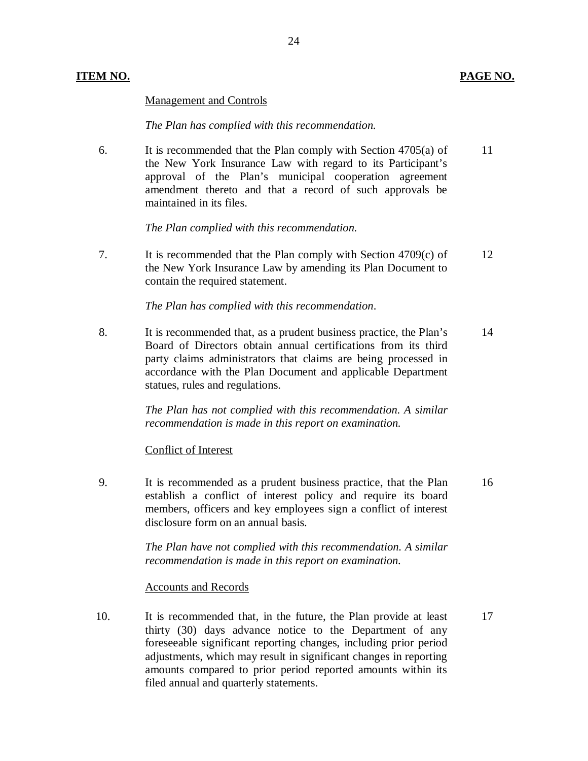| ITEM NO. | | PAGE NO. |
|---|---|---|
| | Management and Controls | |
| | *The Plan has complied with this recommendation.* | |
| 6. | It is recommended that the Plan comply with Section 4705(a) of the New York Insurance Law with regard to its Participant's approval of the Plan's municipal cooperation agreement amendment thereto and that a record of such approvals be maintained in its files. | 11 |
| | *The Plan complied with this recommendation.* | |
| 7. | It is recommended that the Plan comply with Section 4709(c) of the New York Insurance Law by amending its Plan Document to contain the required statement. | 12 |
| | *The Plan has complied with this recommendation*. | |
| 8. | It is recommended that, as a prudent business practice, the Plan's Board of Directors obtain annual certifications from its third party claims administrators that claims are being processed in accordance with the Plan Document and applicable Department statues, rules and regulations. | 14 |
| | *The Plan has not complied with this recommendation. A similar recommendation is made in this report on examination.* | |
| | Conflict of Interest | |
| 9. | It is recommended as a prudent business practice, that the Plan establish a conflict of interest policy and require its board members, officers and key employees sign a conflict of interest disclosure form on an annual basis. | 16 |
| | *The Plan have not complied with this recommendation. A similar recommendation is made in this report on examination.* | |
| | Accounts and Records | |
| 10. | It is recommended that, in the future, the Plan provide at least thirty (30) days advance notice to the Department of any foreseeable significant reporting changes, including prior period adjustments, which may result in significant changes in reporting amounts compared to prior period reported amounts within its filed annual and quarterly statements. | 17 |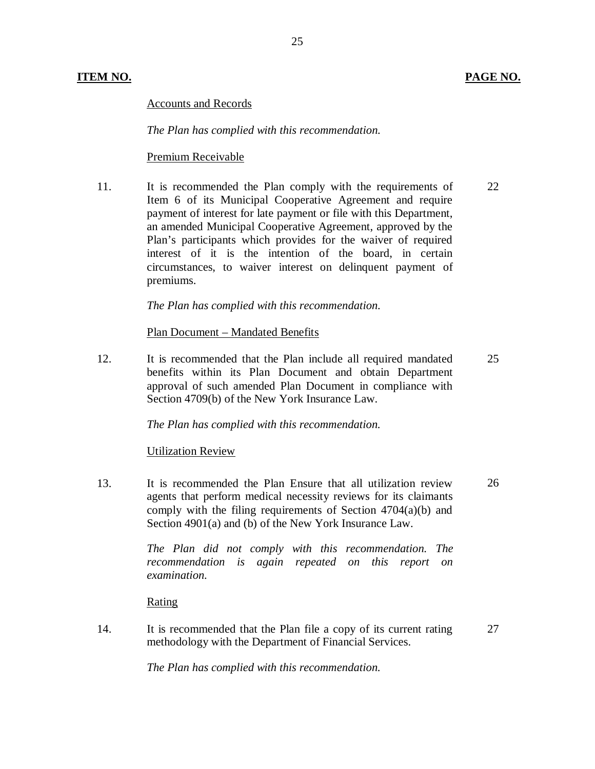| ITEM NO. | | PAGE NO. |
|---|---|---|
| | Accounts and Records | |
| | *The Plan has complied with this recommendation.* | |
| | Premium Receivable | |
| 11. | It is recommended the Plan comply with the requirements of Item 6 of its Municipal Cooperative Agreement and require payment of interest for late payment or file with this Department, an amended Municipal Cooperative Agreement, approved by the Plan's participants which provides for the waiver of required interest of it is the intention of the board, in certain circumstances, to waiver interest on delinquent payment of premiums. | 22 |
| | *The Plan has complied with this recommendation.* | |
| | Plan Document – Mandated Benefits | |
| 12. | It is recommended that the Plan include all required mandated benefits within its Plan Document and obtain Department approval of such amended Plan Document in compliance with Section 4709(b) of the New York Insurance Law. | 25 |
| | *The Plan has complied with this recommendation.* | |
| | Utilization Review | |
| 13. | It is recommended the Plan Ensure that all utilization review agents that perform medical necessity reviews for its claimants comply with the filing requirements of Section 4704(a)(b) and Section 4901(a) and (b) of the New York Insurance Law. | 26 |
| | *The Plan did not comply with this recommendation. The recommendation is again repeated on this report on examination.* | |
| | Rating | |
| 14. | It is recommended that the Plan file a copy of its current rating methodology with the Department of Financial Services. | 27 |
| | *The Plan has complied with this recommendation.* | |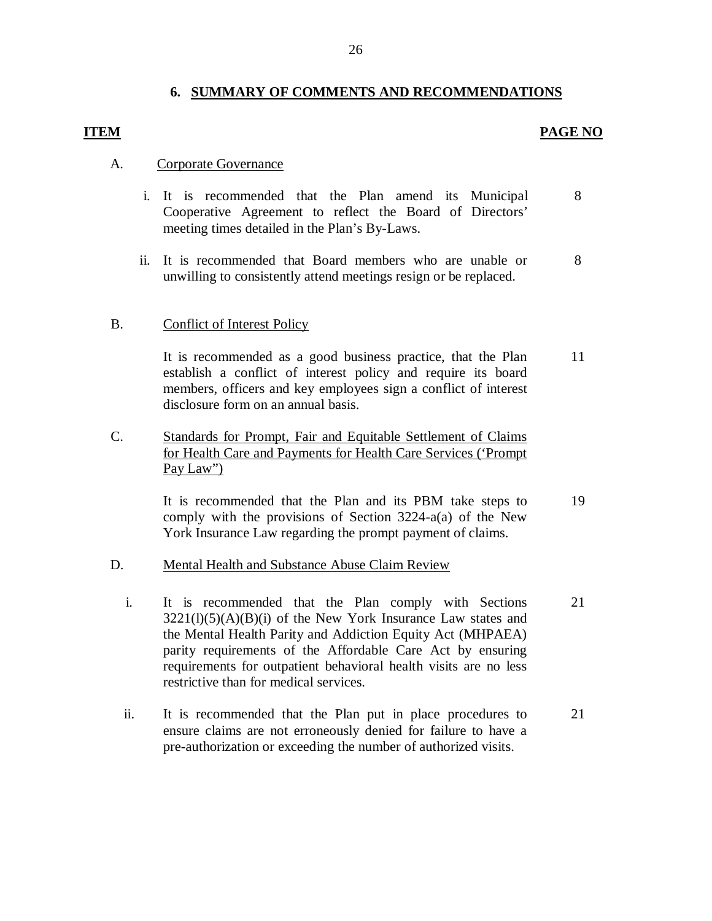## 6. SUMMARY OF COMMENTS AND RECOMMENDATIONS

| ITEM | | PAGE NO |
|---|---|---|
| A. | Corporate Governance | |
| i. | It is recommended that the Plan amend its Municipal Cooperative Agreement to reflect the Board of Directors' meeting times detailed in the Plan's By-Laws. | 8 |
| ii. | It is recommended that Board members who are unable or unwilling to consistently attend meetings resign or be replaced. | 8 |
| B. | Conflict of Interest Policy | |
| | It is recommended as a good business practice, that the Plan establish a conflict of interest policy and require its board members, officers and key employees sign a conflict of interest disclosure form on an annual basis. | 11 |
| C. | Standards for Prompt, Fair and Equitable Settlement of Claims for Health Care and Payments for Health Care Services ('Prompt Pay Law") | |
| | It is recommended that the Plan and its PBM take steps to comply with the provisions of Section 3224-a(a) of the New York Insurance Law regarding the prompt payment of claims. | 19 |
| D. | Mental Health and Substance Abuse Claim Review | |
| i. | It is recommended that the Plan comply with Sections 3221(l)(5)(A)(B)(i) of the New York Insurance Law states and the Mental Health Parity and Addiction Equity Act (MHPAEA) parity requirements of the Affordable Care Act by ensuring requirements for outpatient behavioral health visits are no less restrictive than for medical services. | 21 |
| ii. | It is recommended that the Plan put in place procedures to ensure claims are not erroneously denied for failure to have a pre-authorization or exceeding the number of authorized visits. | 21 |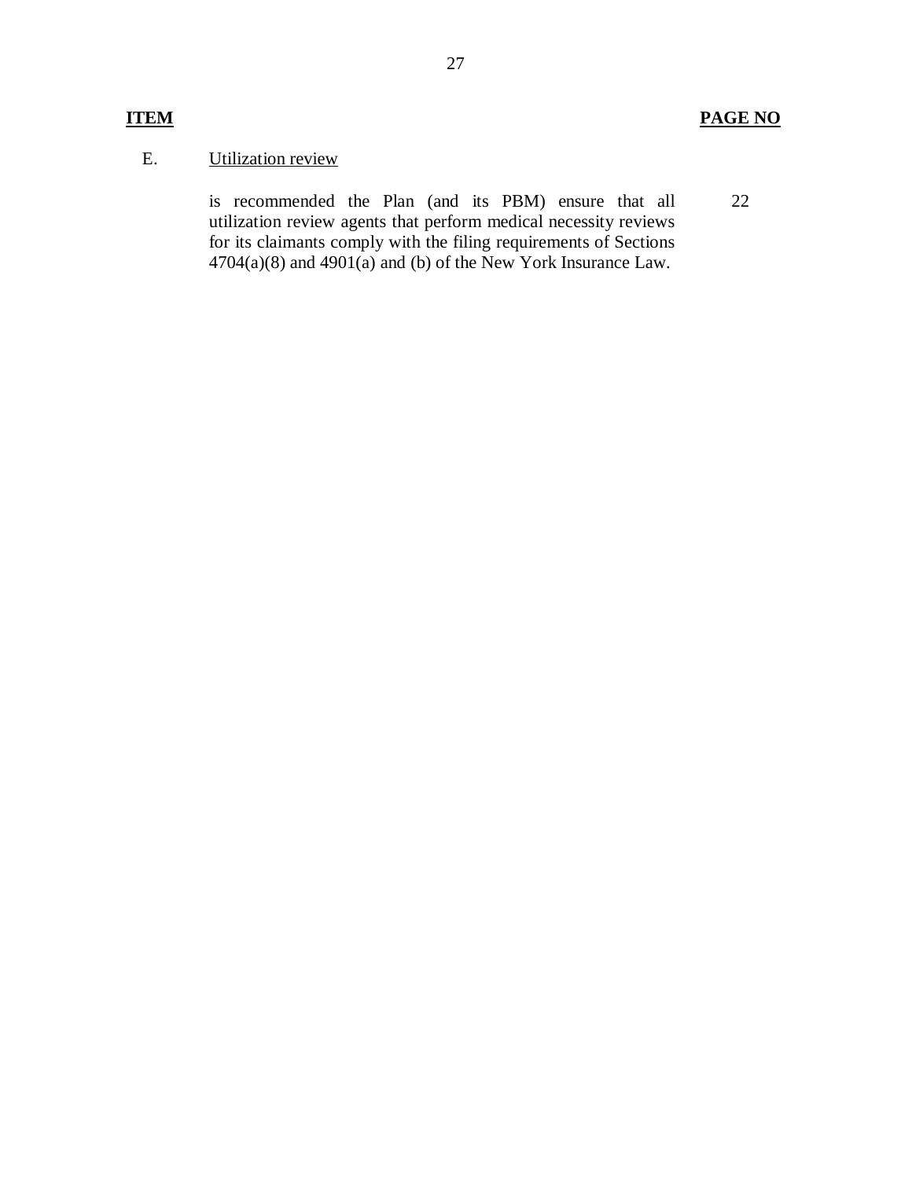| **ITEM** | | **PAGE NO** |
|---|---|---|
| E. | Utilization review | |
| | is recommended the Plan (and its PBM) ensure that all utilization review agents that perform medical necessity reviews for its claimants comply with the filing requirements of Sections 4704(a)(8) and 4901(a) and (b) of the New York Insurance Law. | 22 |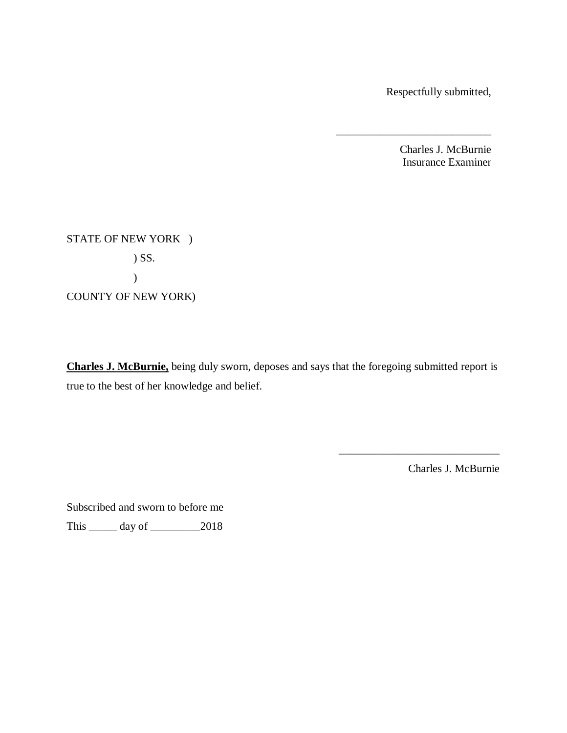Respectfully submitted,

\_\_\_\_\_\_\_\_\_\_\_\_\_\_\_\_\_\_\_\_\_\_\_\_\_\_\_\_

Charles J. McBurnie
Insurance Examiner

STATE OF NEW YORK )
) SS.
)
COUNTY OF NEW YORK)

**Charles J. McBurnie,** being duly sworn, deposes and says that the foregoing submitted report is true to the best of her knowledge and belief.

\_\_\_\_\_\_\_\_\_\_\_\_\_\_\_\_\_\_\_\_\_\_\_\_\_\_\_\_\_

Charles J. McBurnie

Subscribed and sworn to before me
This \_\_\_\_\_ day of \_\_\_\_\_\_\_\_\_2018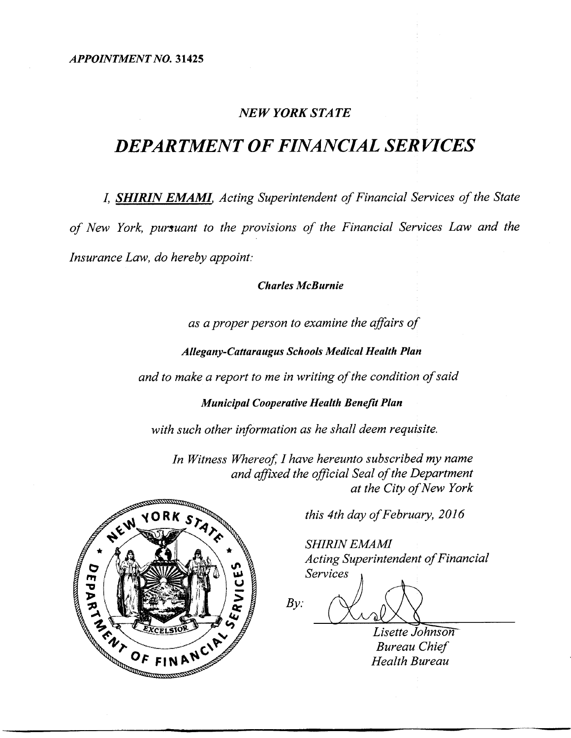*APPOINTMENT NO.* **31425**

## *NEW YORK STATE*

# *DEPARTMENT OF FINANCIAL SERVICES*

*I, **SHIRIN EMAMI**, Acting Superintendent of Financial Services of the State of New York, pursuant to the provisions of the Financial Services Law and the Insurance Law, do hereby appoint:*

***Charles McBurnie***

*as a proper person to examine the affairs of*

***Allegany-Cattaraugus Schools Medical Health Plan***

*and to make a report to me in writing of the condition of said*

***Municipal Cooperative Health Benefit Plan***

*with such other information as he shall deem requisite.*

*In Witness Whereof, I have hereunto subscribed my name and affixed the official Seal of the Department at the City of New York*

*this 4th day of February, 2016*

*SHIRIN EMAMI*
*Acting Superintendent of Financial Services*

*By:*

*Lisette Johnson*
*Bureau Chief*
*Health Bureau*